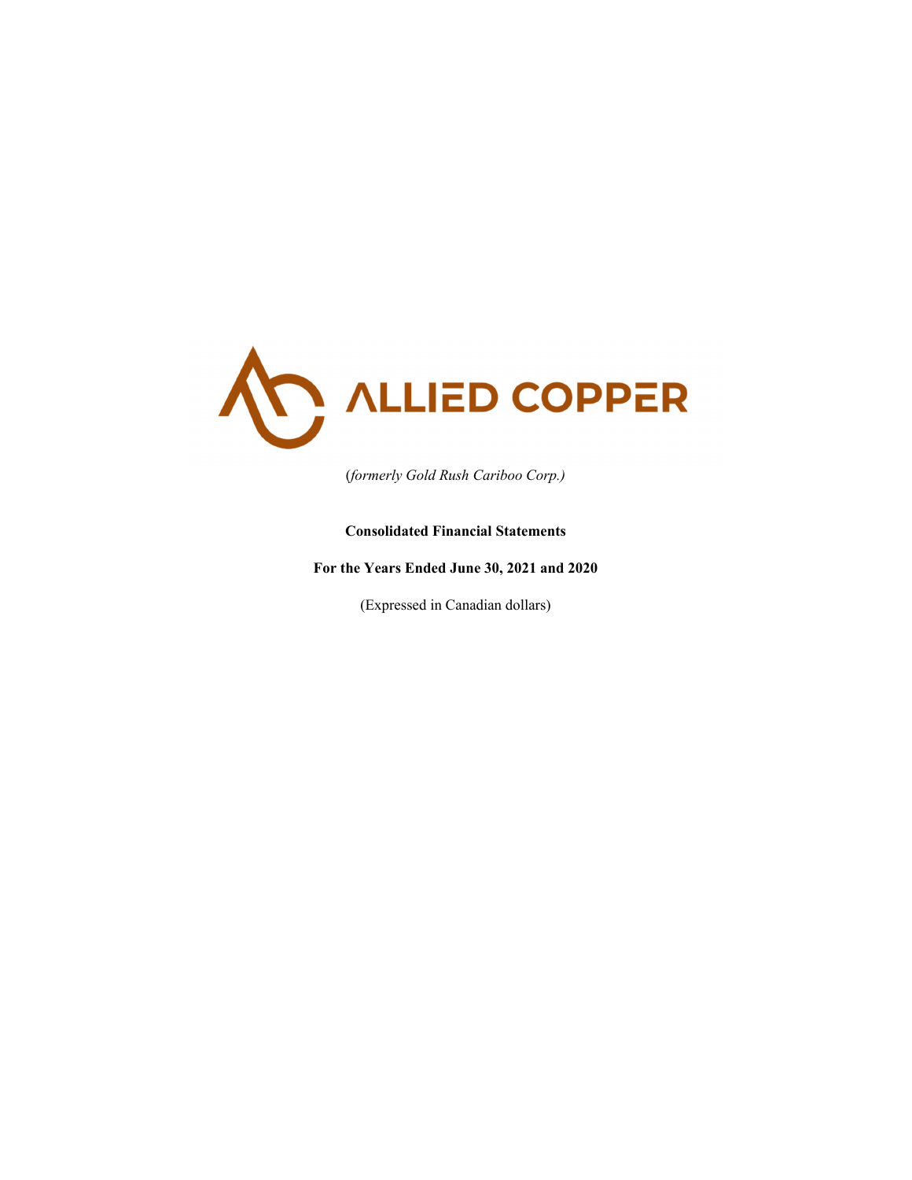ALLIED COPPER

(*formerly Gold Rush Cariboo Corp.)*

**Consolidated Financial Statements**

**For the Years Ended June 30, 2021 and 2020**

(Expressed in Canadian dollars)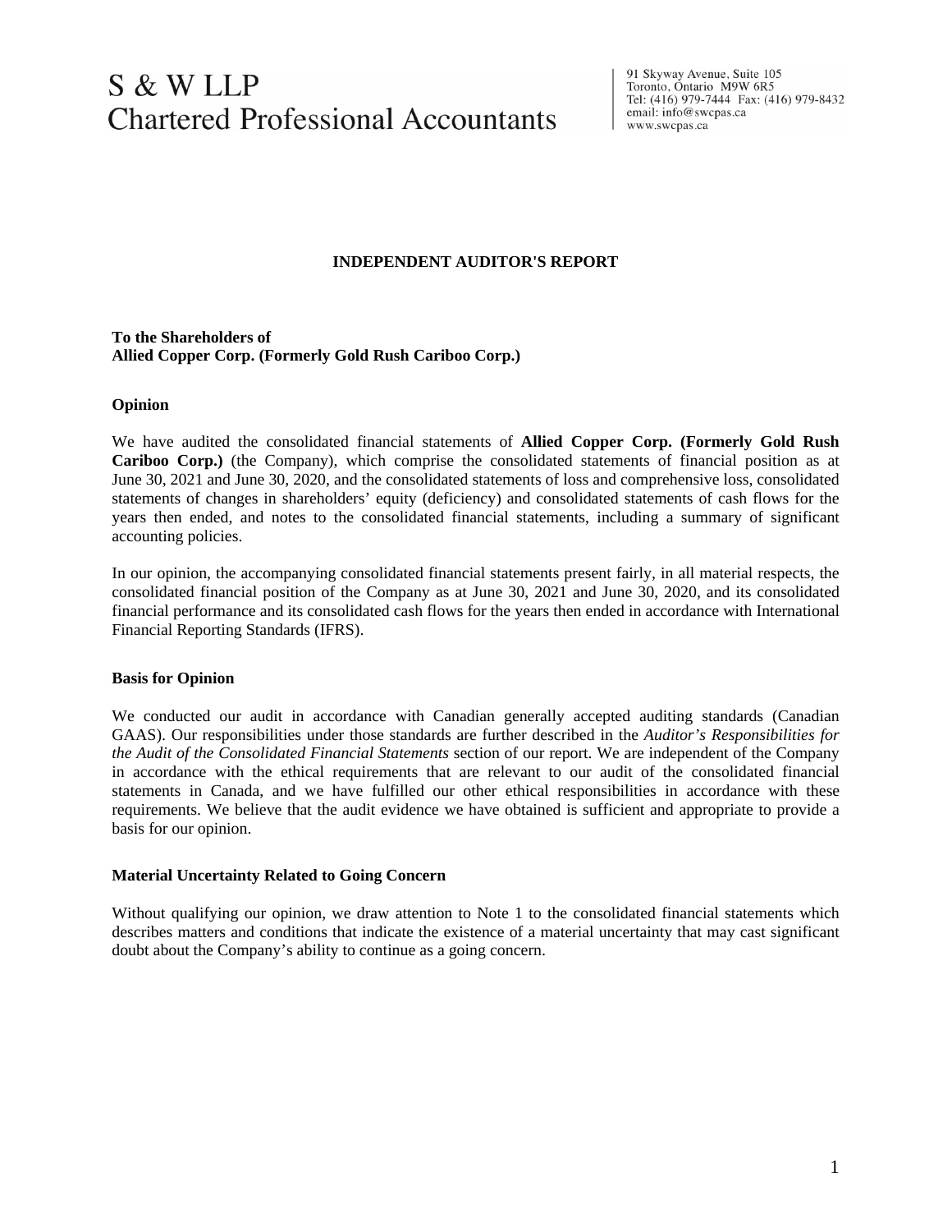# S & W LLP
## Chartered Professional Accountants

91 Skyway Avenue, Suite 105
Toronto, Ontario M9W 6R5
Tel: (416) 979-7444 Fax: (416) 979-8432
email: info@swcpas.ca
www.swcpas.ca

## INDEPENDENT AUDITOR'S REPORT

**To the Shareholders of**
**Allied Copper Corp. (Formerly Gold Rush Cariboo Corp.)**

### Opinion

We have audited the consolidated financial statements of **Allied Copper Corp. (Formerly Gold Rush Cariboo Corp.)** (the Company), which comprise the consolidated statements of financial position as at June 30, 2021 and June 30, 2020, and the consolidated statements of loss and comprehensive loss, consolidated statements of changes in shareholders' equity (deficiency) and consolidated statements of cash flows for the years then ended, and notes to the consolidated financial statements, including a summary of significant accounting policies.

In our opinion, the accompanying consolidated financial statements present fairly, in all material respects, the consolidated financial position of the Company as at June 30, 2021 and June 30, 2020, and its consolidated financial performance and its consolidated cash flows for the years then ended in accordance with International Financial Reporting Standards (IFRS).

### Basis for Opinion

We conducted our audit in accordance with Canadian generally accepted auditing standards (Canadian GAAS). Our responsibilities under those standards are further described in the *Auditor's Responsibilities for the Audit of the Consolidated Financial Statements* section of our report. We are independent of the Company in accordance with the ethical requirements that are relevant to our audit of the consolidated financial statements in Canada, and we have fulfilled our other ethical responsibilities in accordance with these requirements. We believe that the audit evidence we have obtained is sufficient and appropriate to provide a basis for our opinion.

### Material Uncertainty Related to Going Concern

Without qualifying our opinion, we draw attention to Note 1 to the consolidated financial statements which describes matters and conditions that indicate the existence of a material uncertainty that may cast significant doubt about the Company's ability to continue as a going concern.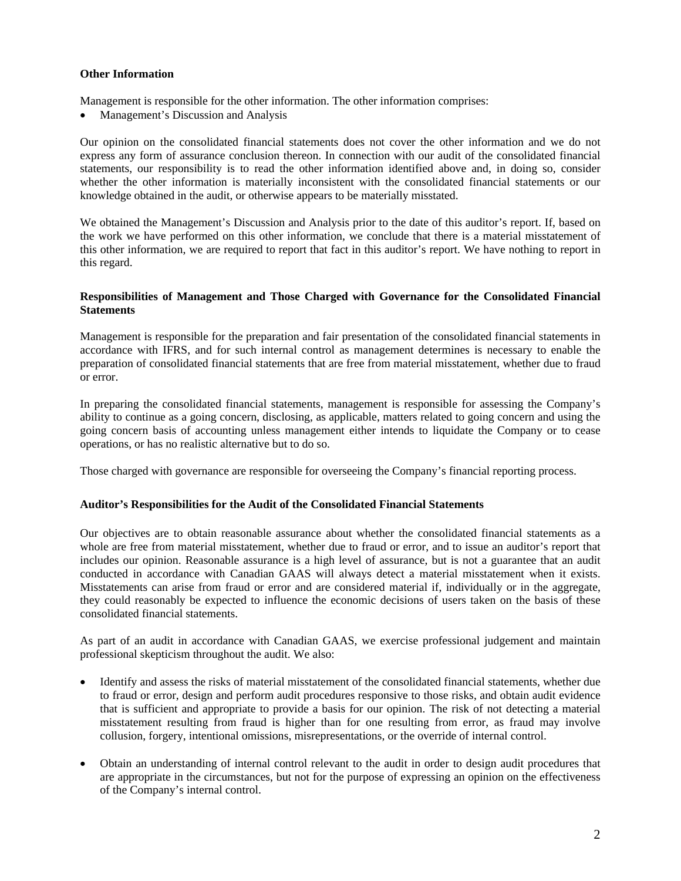**Other Information**

Management is responsible for the other information. The other information comprises:

- Management's Discussion and Analysis

Our opinion on the consolidated financial statements does not cover the other information and we do not express any form of assurance conclusion thereon. In connection with our audit of the consolidated financial statements, our responsibility is to read the other information identified above and, in doing so, consider whether the other information is materially inconsistent with the consolidated financial statements or our knowledge obtained in the audit, or otherwise appears to be materially misstated.

We obtained the Management's Discussion and Analysis prior to the date of this auditor's report. If, based on the work we have performed on this other information, we conclude that there is a material misstatement of this other information, we are required to report that fact in this auditor's report. We have nothing to report in this regard.

**Responsibilities of Management and Those Charged with Governance for the Consolidated Financial Statements**

Management is responsible for the preparation and fair presentation of the consolidated financial statements in accordance with IFRS, and for such internal control as management determines is necessary to enable the preparation of consolidated financial statements that are free from material misstatement, whether due to fraud or error.

In preparing the consolidated financial statements, management is responsible for assessing the Company's ability to continue as a going concern, disclosing, as applicable, matters related to going concern and using the going concern basis of accounting unless management either intends to liquidate the Company or to cease operations, or has no realistic alternative but to do so.

Those charged with governance are responsible for overseeing the Company's financial reporting process.

**Auditor's Responsibilities for the Audit of the Consolidated Financial Statements**

Our objectives are to obtain reasonable assurance about whether the consolidated financial statements as a whole are free from material misstatement, whether due to fraud or error, and to issue an auditor's report that includes our opinion. Reasonable assurance is a high level of assurance, but is not a guarantee that an audit conducted in accordance with Canadian GAAS will always detect a material misstatement when it exists. Misstatements can arise from fraud or error and are considered material if, individually or in the aggregate, they could reasonably be expected to influence the economic decisions of users taken on the basis of these consolidated financial statements.

As part of an audit in accordance with Canadian GAAS, we exercise professional judgement and maintain professional skepticism throughout the audit. We also:

- Identify and assess the risks of material misstatement of the consolidated financial statements, whether due to fraud or error, design and perform audit procedures responsive to those risks, and obtain audit evidence that is sufficient and appropriate to provide a basis for our opinion. The risk of not detecting a material misstatement resulting from fraud is higher than for one resulting from error, as fraud may involve collusion, forgery, intentional omissions, misrepresentations, or the override of internal control.

- Obtain an understanding of internal control relevant to the audit in order to design audit procedures that are appropriate in the circumstances, but not for the purpose of expressing an opinion on the effectiveness of the Company's internal control.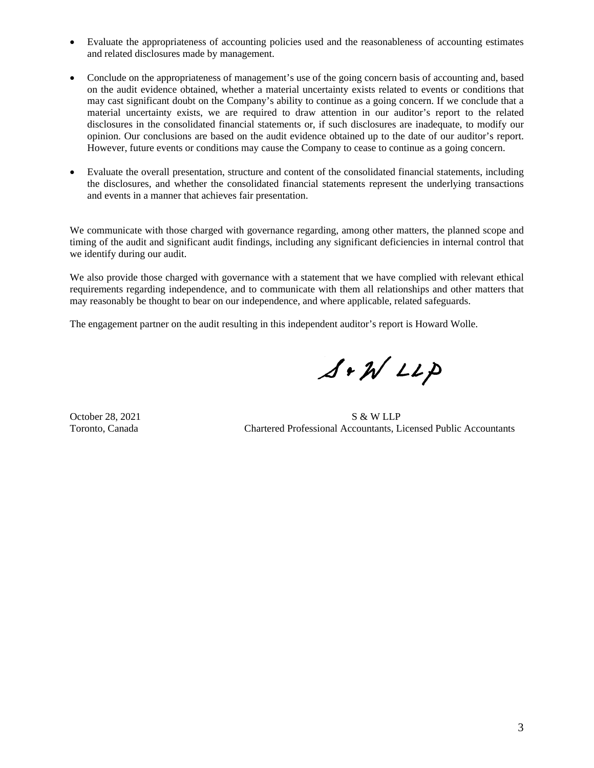- Evaluate the appropriateness of accounting policies used and the reasonableness of accounting estimates and related disclosures made by management.

- Conclude on the appropriateness of management's use of the going concern basis of accounting and, based on the audit evidence obtained, whether a material uncertainty exists related to events or conditions that may cast significant doubt on the Company's ability to continue as a going concern. If we conclude that a material uncertainty exists, we are required to draw attention in our auditor's report to the related disclosures in the consolidated financial statements or, if such disclosures are inadequate, to modify our opinion. Our conclusions are based on the audit evidence obtained up to the date of our auditor's report. However, future events or conditions may cause the Company to cease to continue as a going concern.

- Evaluate the overall presentation, structure and content of the consolidated financial statements, including the disclosures, and whether the consolidated financial statements represent the underlying transactions and events in a manner that achieves fair presentation.

We communicate with those charged with governance regarding, among other matters, the planned scope and timing of the audit and significant audit findings, including any significant deficiencies in internal control that we identify during our audit.

We also provide those charged with governance with a statement that we have complied with relevant ethical requirements regarding independence, and to communicate with them all relationships and other matters that may reasonably be thought to bear on our independence, and where applicable, related safeguards.

The engagement partner on the audit resulting in this independent auditor's report is Howard Wolle.

S + W LLP

October 28, 2021
Toronto, Canada

S & W LLP
Chartered Professional Accountants, Licensed Public Accountants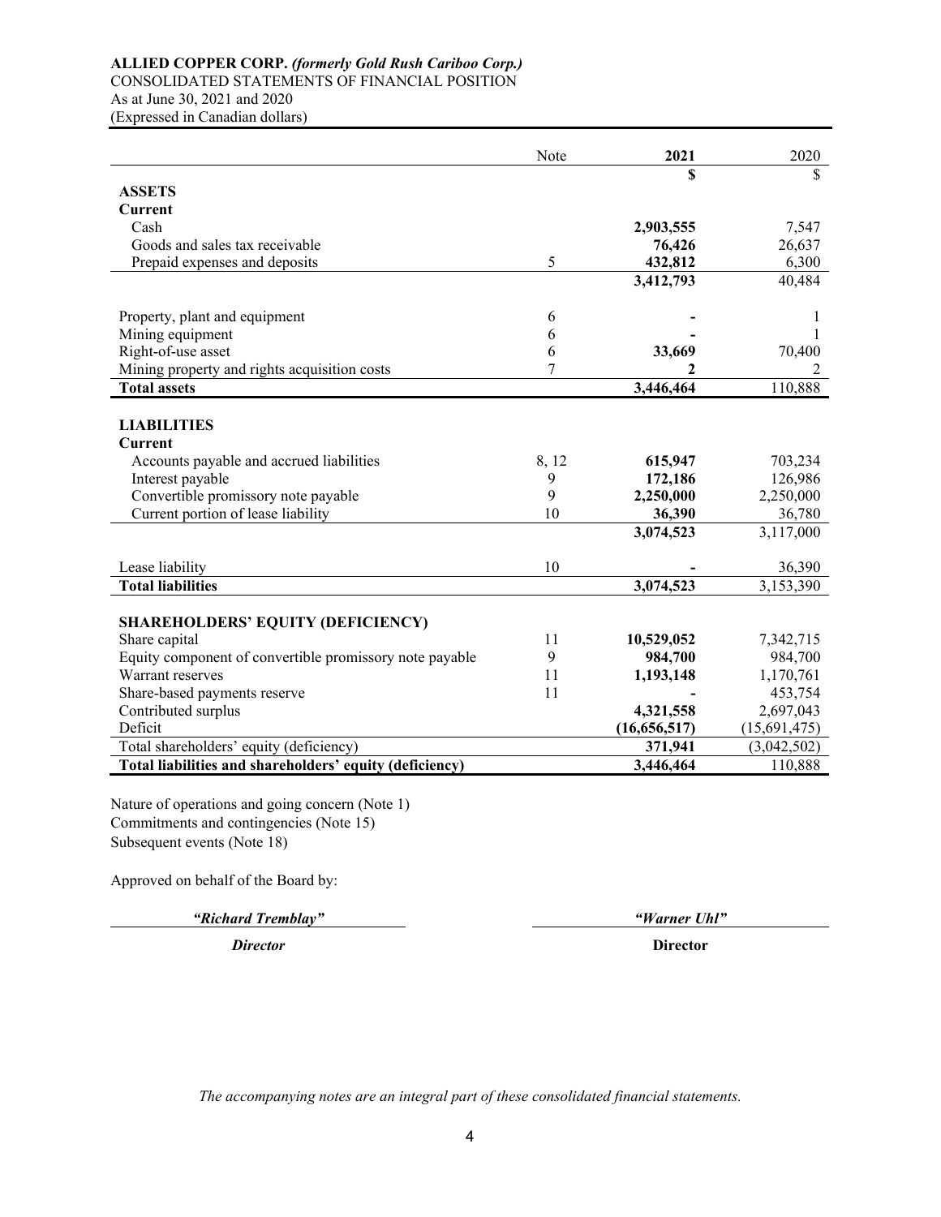**ALLIED COPPER CORP.** ***(formerly Gold Rush Cariboo Corp.)***
CONSOLIDATED STATEMENTS OF FINANCIAL POSITION
As at June 30, 2021 and 2020
(Expressed in Canadian dollars)

| | Note | **2021** | 2020 |
|---|---|---|---|
| | | **$** | $ |
| **ASSETS** | | | |
| **Current** | | | |
| Cash | | **2,903,555** | 7,547 |
| Goods and sales tax receivable | | **76,426** | 26,637 |
| Prepaid expenses and deposits | 5 | **432,812** | 6,300 |
| | | **3,412,793** | 40,484 |
| Property, plant and equipment | 6 | **-** | 1 |
| Mining equipment | 6 | **-** | 1 |
| Right-of-use asset | 6 | **33,669** | 70,400 |
| Mining property and rights acquisition costs | 7 | **2** | 2 |
| **Total assets** | | **3,446,464** | 110,888 |
| **LIABILITIES** | | | |
| **Current** | | | |
| Accounts payable and accrued liabilities | 8, 12 | **615,947** | 703,234 |
| Interest payable | 9 | **172,186** | 126,986 |
| Convertible promissory note payable | 9 | **2,250,000** | 2,250,000 |
| Current portion of lease liability | 10 | **36,390** | 36,780 |
| | | **3,074,523** | 3,117,000 |
| Lease liability | 10 | **-** | 36,390 |
| **Total liabilities** | | **3,074,523** | 3,153,390 |
| **SHAREHOLDERS' EQUITY (DEFICIENCY)** | | | |
| Share capital | 11 | **10,529,052** | 7,342,715 |
| Equity component of convertible promissory note payable | 9 | **984,700** | 984,700 |
| Warrant reserves | 11 | **1,193,148** | 1,170,761 |
| Share-based payments reserve | 11 | **-** | 453,754 |
| Contributed surplus | | **4,321,558** | 2,697,043 |
| Deficit | | **(16,656,517)** | (15,691,475) |
| Total shareholders' equity (deficiency) | | **371,941** | (3,042,502) |
| **Total liabilities and shareholders' equity (deficiency)** | | **3,446,464** | 110,888 |

Nature of operations and going concern (Note 1)
Commitments and contingencies (Note 15)
Subsequent events (Note 18)

Approved on behalf of the Board by:

| ***"Richard Tremblay"*** | ***"Warner Uhl"*** |
|---|---|
| ***Director*** | **Director** |

*The accompanying notes are an integral part of these consolidated financial statements.*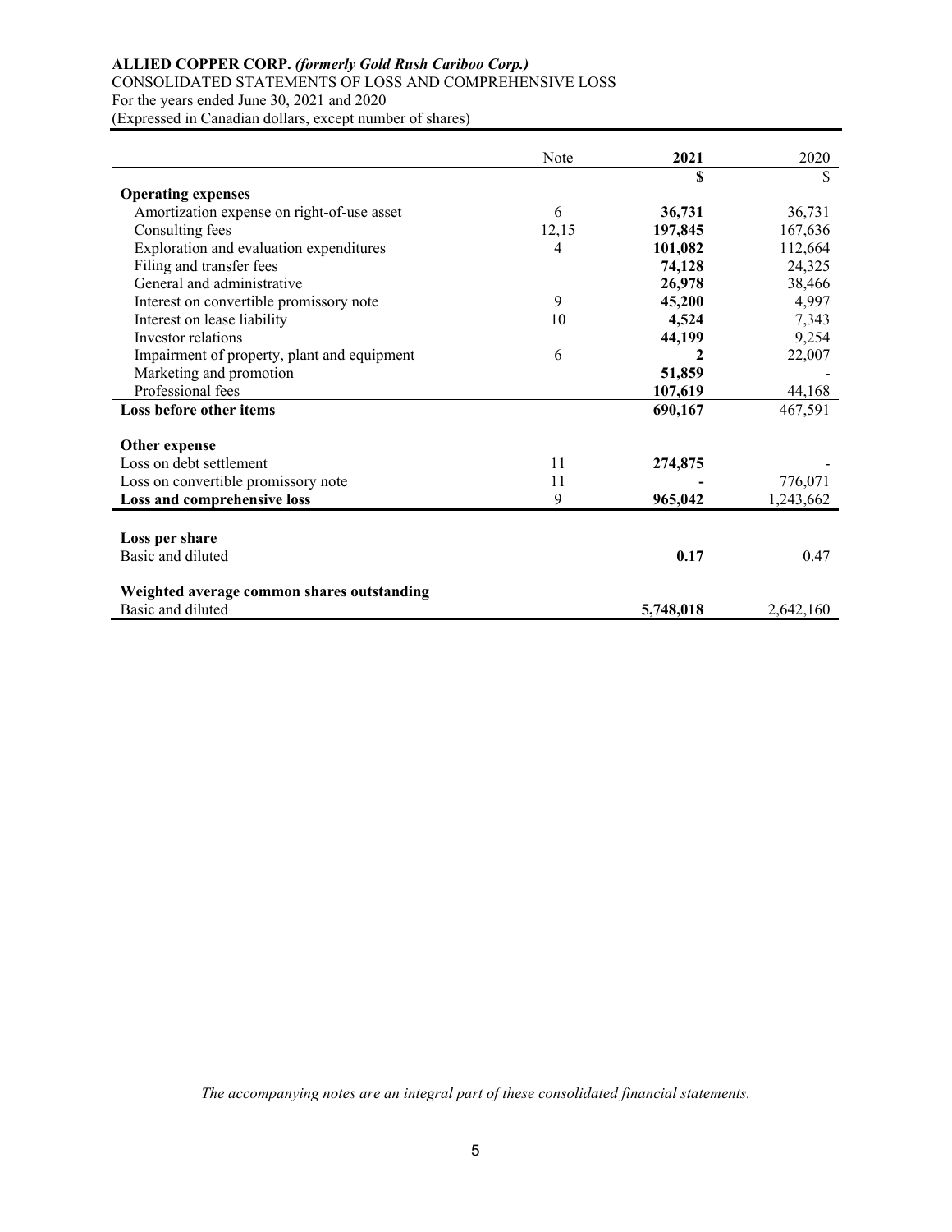**ALLIED COPPER CORP.** ***(formerly Gold Rush Cariboo Corp.)***
CONSOLIDATED STATEMENTS OF LOSS AND COMPREHENSIVE LOSS
For the years ended June 30, 2021 and 2020
(Expressed in Canadian dollars, except number of shares)

| | Note | **2021** | 2020 |
|---|---|---|---|
| | | **$** | $ |
| **Operating expenses** | | | |
| Amortization expense on right-of-use asset | 6 | **36,731** | 36,731 |
| Consulting fees | 12,15 | **197,845** | 167,636 |
| Exploration and evaluation expenditures | 4 | **101,082** | 112,664 |
| Filing and transfer fees | | **74,128** | 24,325 |
| General and administrative | | **26,978** | 38,466 |
| Interest on convertible promissory note | 9 | **45,200** | 4,997 |
| Interest on lease liability | 10 | **4,524** | 7,343 |
| Investor relations | | **44,199** | 9,254 |
| Impairment of property, plant and equipment | 6 | **2** | 22,007 |
| Marketing and promotion | | **51,859** | - |
| Professional fees | | **107,619** | 44,168 |
| **Loss before other items** | | **690,167** | 467,591 |
| | | | |
| **Other expense** | | | |
| Loss on debt settlement | 11 | **274,875** | - |
| Loss on convertible promissory note | 11 | **-** | 776,071 |
| **Loss and comprehensive loss** | 9 | **965,042** | 1,243,662 |
| | | | |
| **Loss per share** | | | |
| Basic and diluted | | **0.17** | 0.47 |
| | | | |
| **Weighted average common shares outstanding** | | | |
| Basic and diluted | | **5,748,018** | 2,642,160 |

*The accompanying notes are an integral part of these consolidated financial statements.*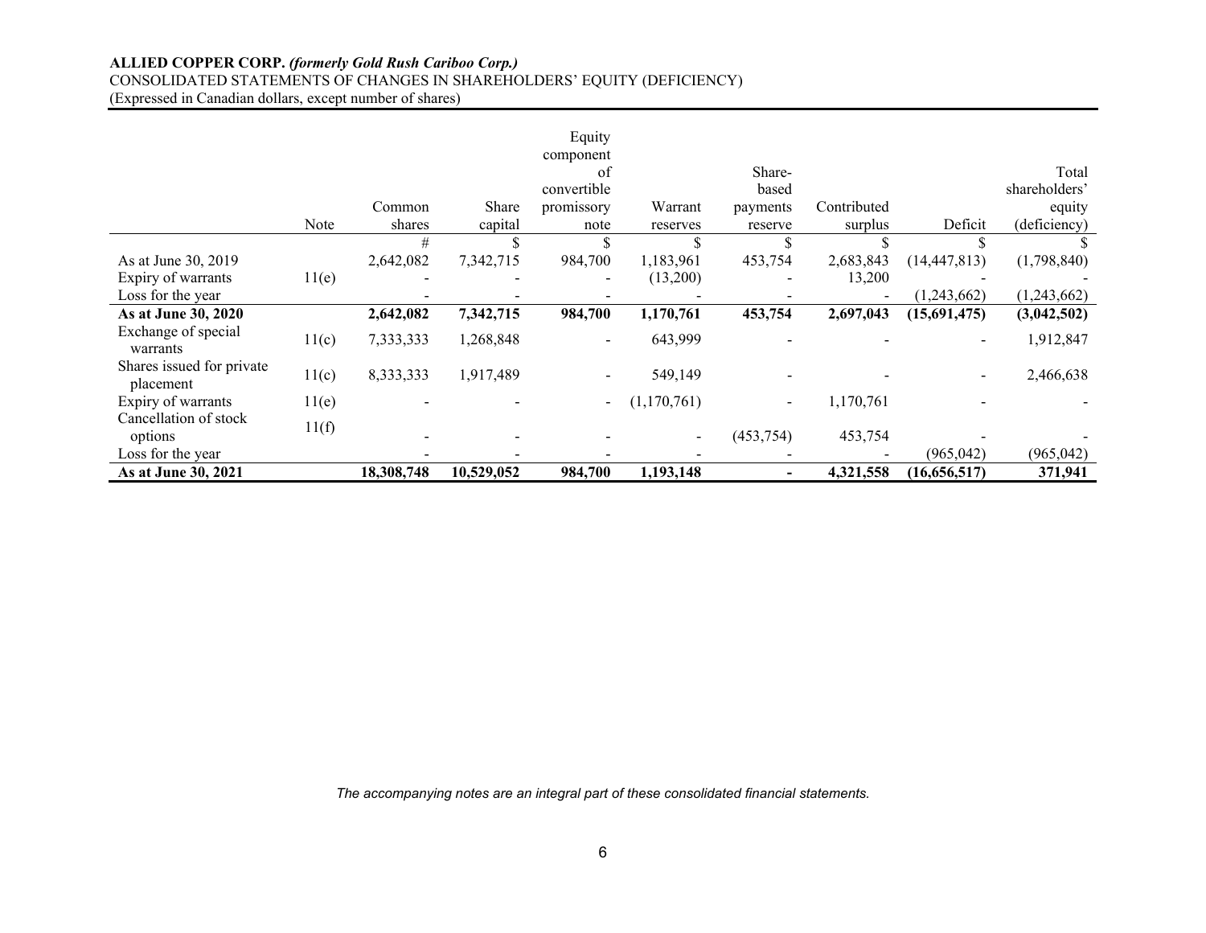**ALLIED COPPER CORP.** ***(formerly Gold Rush Cariboo Corp.)***
CONSOLIDATED STATEMENTS OF CHANGES IN SHAREHOLDERS' EQUITY (DEFICIENCY)
(Expressed in Canadian dollars, except number of shares)

| | Note | Common shares | Share capital | Equity component of convertible promissory note | Warrant reserves | Share-based payments reserve | Contributed surplus | Deficit | Total shareholders' equity (deficiency) |
|---|---|---|---|---|---|---|---|---|---|
| | | # | $ | $ | $ | $ | $ | $ | $ |
| As at June 30, 2019 | | 2,642,082 | 7,342,715 | 984,700 | 1,183,961 | 453,754 | 2,683,843 | (14,447,813) | (1,798,840) |
| Expiry of warrants | 11(e) | - | - | - | (13,200) | - | 13,200 | - | - |
| Loss for the year | | - | - | - | - | - | - | (1,243,662) | (1,243,662) |
| **As at June 30, 2020** | | **2,642,082** | **7,342,715** | **984,700** | **1,170,761** | **453,754** | **2,697,043** | **(15,691,475)** | **(3,042,502)** |
| Exchange of special warrants | 11(c) | 7,333,333 | 1,268,848 | - | 643,999 | - | - | - | 1,912,847 |
| Shares issued for private placement | 11(c) | 8,333,333 | 1,917,489 | - | 549,149 | - | - | - | 2,466,638 |
| Expiry of warrants | 11(e) | - | - | - | (1,170,761) | - | 1,170,761 | - | - |
| Cancellation of stock options | 11(f) | - | - | - | - | (453,754) | 453,754 | - | - |
| Loss for the year | | - | - | - | - | - | - | (965,042) | (965,042) |
| **As at June 30, 2021** | | **18,308,748** | **10,529,052** | **984,700** | **1,193,148** | **-** | **4,321,558** | **(16,656,517)** | **371,941** |

*The accompanying notes are an integral part of these consolidated financial statements.*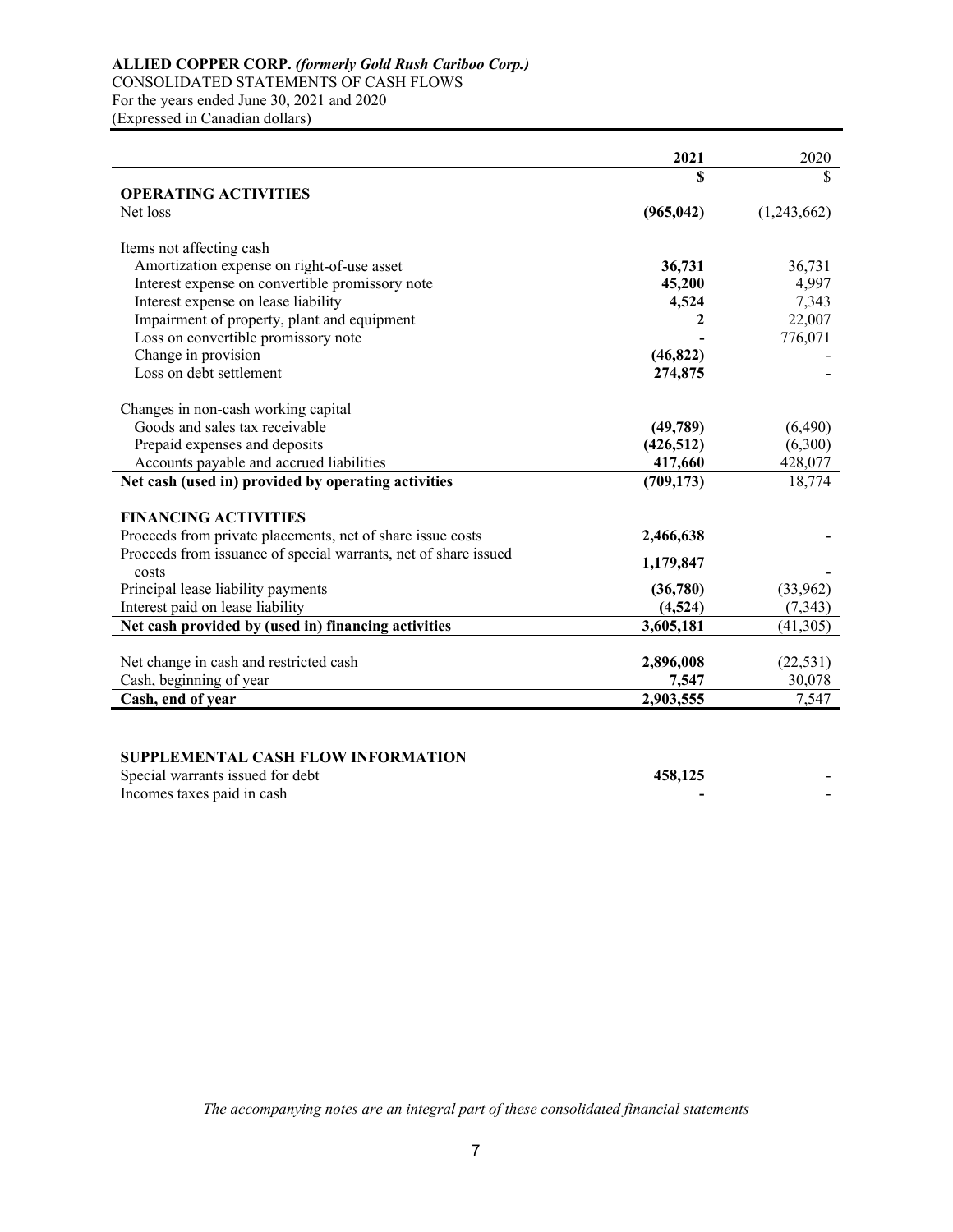**ALLIED COPPER CORP.** ***(formerly Gold Rush Cariboo Corp.)***
CONSOLIDATED STATEMENTS OF CASH FLOWS
For the years ended June 30, 2021 and 2020
(Expressed in Canadian dollars)

| | **2021** | 2020 |
|---|---|---|
| | **$** | $ |
| **OPERATING ACTIVITIES** | | |
| Net loss | **(965,042)** | (1,243,662) |
| | | |
| Items not affecting cash | | |
| Amortization expense on right-of-use asset | **36,731** | 36,731 |
| Interest expense on convertible promissory note | **45,200** | 4,997 |
| Interest expense on lease liability | **4,524** | 7,343 |
| Impairment of property, plant and equipment | **2** | 22,007 |
| Loss on convertible promissory note | **-** | 776,071 |
| Change in provision | **(46,822)** | - |
| Loss on debt settlement | **274,875** | - |
| | | |
| Changes in non-cash working capital | | |
| Goods and sales tax receivable | **(49,789)** | (6,490) |
| Prepaid expenses and deposits | **(426,512)** | (6,300) |
| Accounts payable and accrued liabilities | **417,660** | 428,077 |
| **Net cash (used in) provided by operating activities** | **(709,173)** | 18,774 |
| | | |
| **FINANCING ACTIVITIES** | | |
| Proceeds from private placements, net of share issue costs | **2,466,638** | - |
| Proceeds from issuance of special warrants, net of share issued costs | **1,179,847** | - |
| Principal lease liability payments | **(36,780)** | (33,962) |
| Interest paid on lease liability | **(4,524)** | (7,343) |
| **Net cash provided by (used in) financing activities** | **3,605,181** | (41,305) |
| | | |
| Net change in cash and restricted cash | **2,896,008** | (22,531) |
| Cash, beginning of year | **7,547** | 30,078 |
| **Cash, end of year** | **2,903,555** | 7,547 |

| **SUPPLEMENTAL CASH FLOW INFORMATION** | | |
|---|---|---|
| Special warrants issued for debt | **458,125** | - |
| Incomes taxes paid in cash | **-** | - |

*The accompanying notes are an integral part of these consolidated financial statements*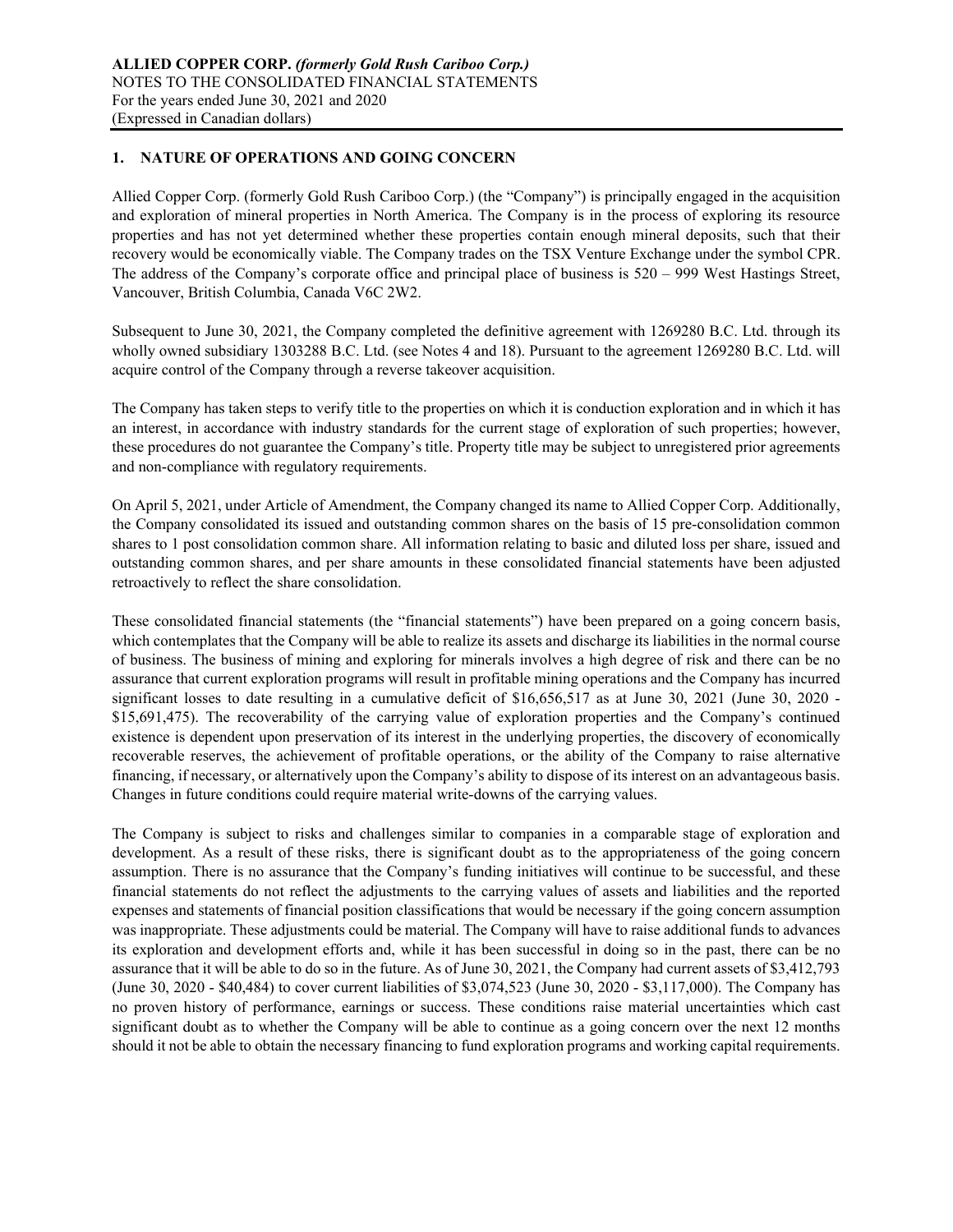## 1. NATURE OF OPERATIONS AND GOING CONCERN

Allied Copper Corp. (formerly Gold Rush Cariboo Corp.) (the "Company") is principally engaged in the acquisition and exploration of mineral properties in North America. The Company is in the process of exploring its resource properties and has not yet determined whether these properties contain enough mineral deposits, such that their recovery would be economically viable. The Company trades on the TSX Venture Exchange under the symbol CPR. The address of the Company's corporate office and principal place of business is 520 – 999 West Hastings Street, Vancouver, British Columbia, Canada V6C 2W2.

Subsequent to June 30, 2021, the Company completed the definitive agreement with 1269280 B.C. Ltd. through its wholly owned subsidiary 1303288 B.C. Ltd. (see Notes 4 and 18). Pursuant to the agreement 1269280 B.C. Ltd. will acquire control of the Company through a reverse takeover acquisition.

The Company has taken steps to verify title to the properties on which it is conduction exploration and in which it has an interest, in accordance with industry standards for the current stage of exploration of such properties; however, these procedures do not guarantee the Company's title. Property title may be subject to unregistered prior agreements and non-compliance with regulatory requirements.

On April 5, 2021, under Article of Amendment, the Company changed its name to Allied Copper Corp. Additionally, the Company consolidated its issued and outstanding common shares on the basis of 15 pre-consolidation common shares to 1 post consolidation common share. All information relating to basic and diluted loss per share, issued and outstanding common shares, and per share amounts in these consolidated financial statements have been adjusted retroactively to reflect the share consolidation.

These consolidated financial statements (the "financial statements") have been prepared on a going concern basis, which contemplates that the Company will be able to realize its assets and discharge its liabilities in the normal course of business. The business of mining and exploring for minerals involves a high degree of risk and there can be no assurance that current exploration programs will result in profitable mining operations and the Company has incurred significant losses to date resulting in a cumulative deficit of $16,656,517 as at June 30, 2021 (June 30, 2020 - $15,691,475). The recoverability of the carrying value of exploration properties and the Company's continued existence is dependent upon preservation of its interest in the underlying properties, the discovery of economically recoverable reserves, the achievement of profitable operations, or the ability of the Company to raise alternative financing, if necessary, or alternatively upon the Company's ability to dispose of its interest on an advantageous basis. Changes in future conditions could require material write-downs of the carrying values.

The Company is subject to risks and challenges similar to companies in a comparable stage of exploration and development. As a result of these risks, there is significant doubt as to the appropriateness of the going concern assumption. There is no assurance that the Company's funding initiatives will continue to be successful, and these financial statements do not reflect the adjustments to the carrying values of assets and liabilities and the reported expenses and statements of financial position classifications that would be necessary if the going concern assumption was inappropriate. These adjustments could be material. The Company will have to raise additional funds to advances its exploration and development efforts and, while it has been successful in doing so in the past, there can be no assurance that it will be able to do so in the future. As of June 30, 2021, the Company had current assets of $3,412,793 (June 30, 2020 - $40,484) to cover current liabilities of $3,074,523 (June 30, 2020 - $3,117,000). The Company has no proven history of performance, earnings or success. These conditions raise material uncertainties which cast significant doubt as to whether the Company will be able to continue as a going concern over the next 12 months should it not be able to obtain the necessary financing to fund exploration programs and working capital requirements.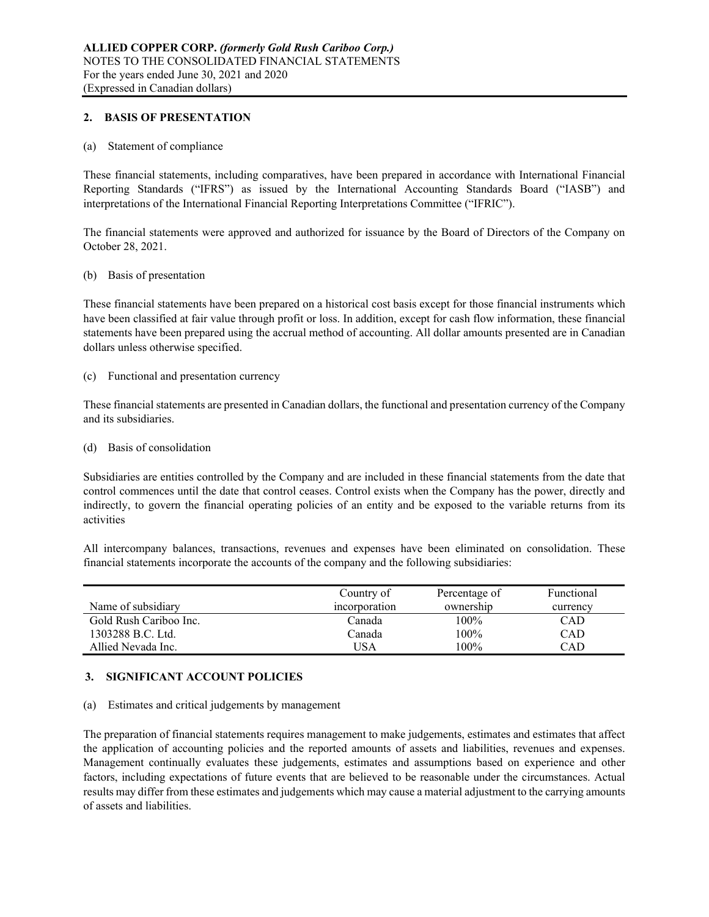## 2. BASIS OF PRESENTATION

(a) Statement of compliance

These financial statements, including comparatives, have been prepared in accordance with International Financial Reporting Standards ("IFRS") as issued by the International Accounting Standards Board ("IASB") and interpretations of the International Financial Reporting Interpretations Committee ("IFRIC").

The financial statements were approved and authorized for issuance by the Board of Directors of the Company on October 28, 2021.

(b) Basis of presentation

These financial statements have been prepared on a historical cost basis except for those financial instruments which have been classified at fair value through profit or loss. In addition, except for cash flow information, these financial statements have been prepared using the accrual method of accounting. All dollar amounts presented are in Canadian dollars unless otherwise specified.

(c) Functional and presentation currency

These financial statements are presented in Canadian dollars, the functional and presentation currency of the Company and its subsidiaries.

(d) Basis of consolidation

Subsidiaries are entities controlled by the Company and are included in these financial statements from the date that control commences until the date that control ceases. Control exists when the Company has the power, directly and indirectly, to govern the financial operating policies of an entity and be exposed to the variable returns from its activities

All intercompany balances, transactions, revenues and expenses have been eliminated on consolidation. These financial statements incorporate the accounts of the company and the following subsidiaries:

| Name of subsidiary | Country of incorporation | Percentage of ownership | Functional currency |
|---|---|---|---|
| Gold Rush Cariboo Inc. | Canada | 100% | CAD |
| 1303288 B.C. Ltd. | Canada | 100% | CAD |
| Allied Nevada Inc. | USA | 100% | CAD |

## 3. SIGNIFICANT ACCOUNT POLICIES

(a) Estimates and critical judgements by management

The preparation of financial statements requires management to make judgements, estimates and estimates that affect the application of accounting policies and the reported amounts of assets and liabilities, revenues and expenses. Management continually evaluates these judgements, estimates and assumptions based on experience and other factors, including expectations of future events that are believed to be reasonable under the circumstances. Actual results may differ from these estimates and judgements which may cause a material adjustment to the carrying amounts of assets and liabilities.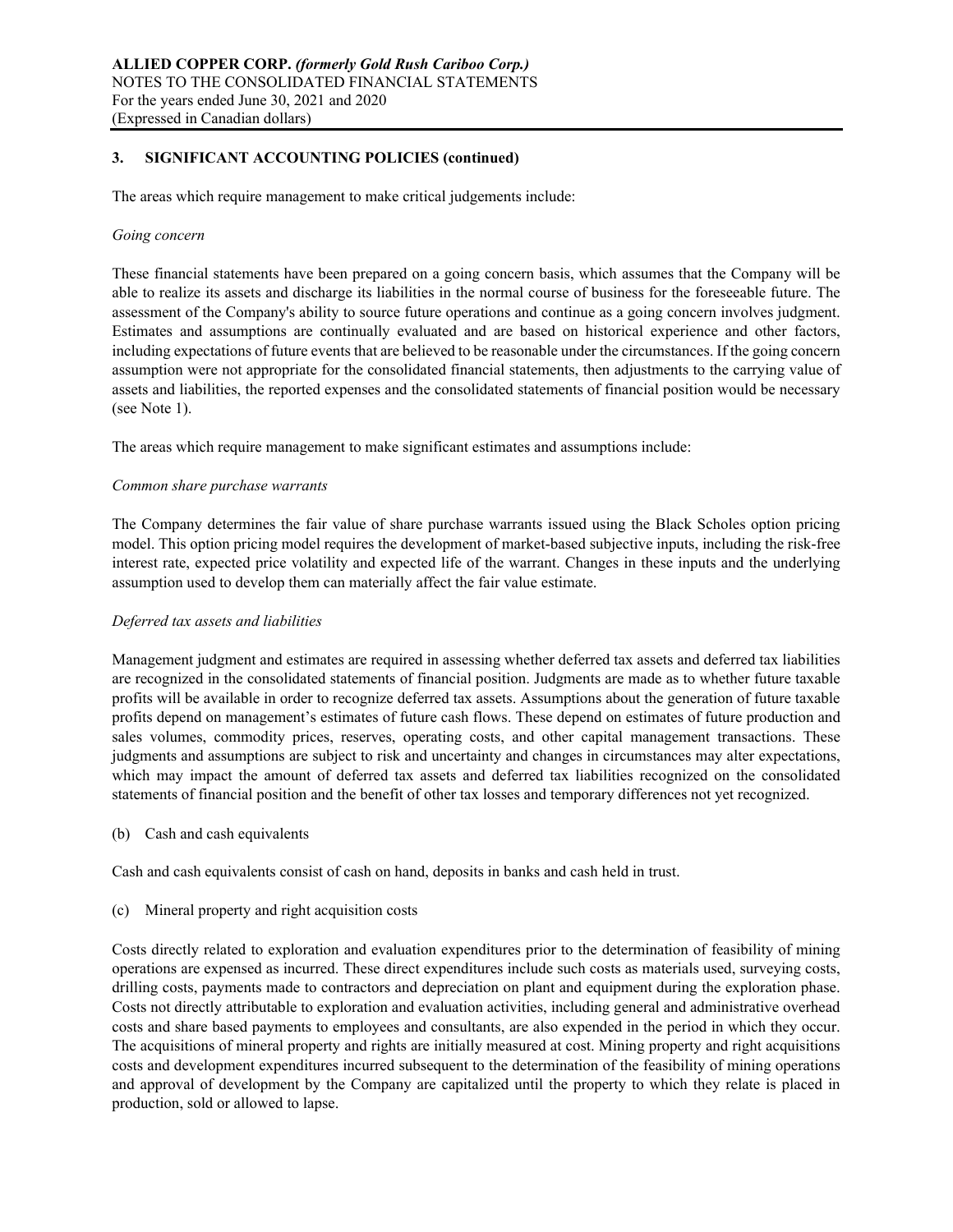## 3. SIGNIFICANT ACCOUNTING POLICIES (continued)

The areas which require management to make critical judgements include:

*Going concern*

These financial statements have been prepared on a going concern basis, which assumes that the Company will be able to realize its assets and discharge its liabilities in the normal course of business for the foreseeable future. The assessment of the Company's ability to source future operations and continue as a going concern involves judgment. Estimates and assumptions are continually evaluated and are based on historical experience and other factors, including expectations of future events that are believed to be reasonable under the circumstances. If the going concern assumption were not appropriate for the consolidated financial statements, then adjustments to the carrying value of assets and liabilities, the reported expenses and the consolidated statements of financial position would be necessary (see Note 1).

The areas which require management to make significant estimates and assumptions include:

*Common share purchase warrants*

The Company determines the fair value of share purchase warrants issued using the Black Scholes option pricing model. This option pricing model requires the development of market-based subjective inputs, including the risk-free interest rate, expected price volatility and expected life of the warrant. Changes in these inputs and the underlying assumption used to develop them can materially affect the fair value estimate.

*Deferred tax assets and liabilities*

Management judgment and estimates are required in assessing whether deferred tax assets and deferred tax liabilities are recognized in the consolidated statements of financial position. Judgments are made as to whether future taxable profits will be available in order to recognize deferred tax assets. Assumptions about the generation of future taxable profits depend on management's estimates of future cash flows. These depend on estimates of future production and sales volumes, commodity prices, reserves, operating costs, and other capital management transactions. These judgments and assumptions are subject to risk and uncertainty and changes in circumstances may alter expectations, which may impact the amount of deferred tax assets and deferred tax liabilities recognized on the consolidated statements of financial position and the benefit of other tax losses and temporary differences not yet recognized.

(b) Cash and cash equivalents

Cash and cash equivalents consist of cash on hand, deposits in banks and cash held in trust.

(c) Mineral property and right acquisition costs

Costs directly related to exploration and evaluation expenditures prior to the determination of feasibility of mining operations are expensed as incurred. These direct expenditures include such costs as materials used, surveying costs, drilling costs, payments made to contractors and depreciation on plant and equipment during the exploration phase. Costs not directly attributable to exploration and evaluation activities, including general and administrative overhead costs and share based payments to employees and consultants, are also expended in the period in which they occur. The acquisitions of mineral property and rights are initially measured at cost. Mining property and right acquisitions costs and development expenditures incurred subsequent to the determination of the feasibility of mining operations and approval of development by the Company are capitalized until the property to which they relate is placed in production, sold or allowed to lapse.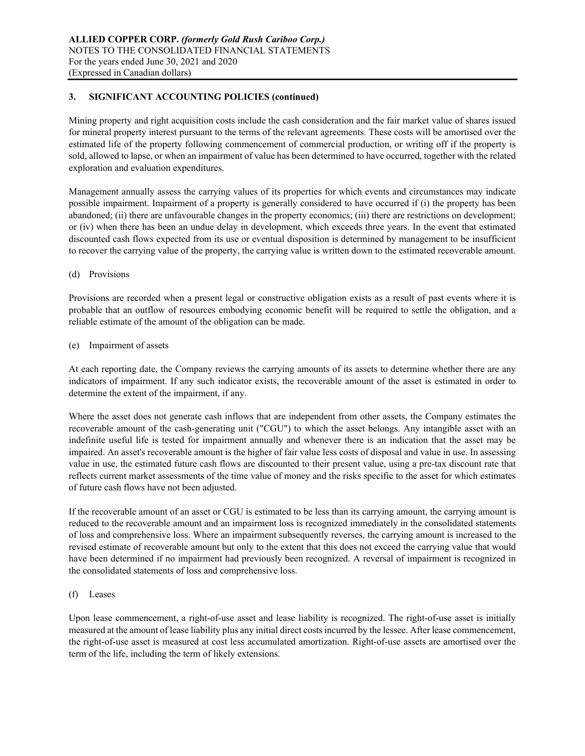### 3. SIGNIFICANT ACCOUNTING POLICIES (continued)

Mining property and right acquisition costs include the cash consideration and the fair market value of shares issued for mineral property interest pursuant to the terms of the relevant agreements. These costs will be amortised over the estimated life of the property following commencement of commercial production, or writing off if the property is sold, allowed to lapse, or when an impairment of value has been determined to have occurred, together with the related exploration and evaluation expenditures.

Management annually assess the carrying values of its properties for which events and circumstances may indicate possible impairment. Impairment of a property is generally considered to have occurred if (i) the property has been abandoned; (ii) there are unfavourable changes in the property economics; (iii) there are restrictions on development; or (iv) when there has been an undue delay in development, which exceeds three years. In the event that estimated discounted cash flows expected from its use or eventual disposition is determined by management to be insufficient to recover the carrying value of the property, the carrying value is written down to the estimated recoverable amount.

(d) Provisions

Provisions are recorded when a present legal or constructive obligation exists as a result of past events where it is probable that an outflow of resources embodying economic benefit will be required to settle the obligation, and a reliable estimate of the amount of the obligation can be made.

(e) Impairment of assets

At each reporting date, the Company reviews the carrying amounts of its assets to determine whether there are any indicators of impairment. If any such indicator exists, the recoverable amount of the asset is estimated in order to determine the extent of the impairment, if any.

Where the asset does not generate cash inflows that are independent from other assets, the Company estimates the recoverable amount of the cash-generating unit ("CGU") to which the asset belongs. Any intangible asset with an indefinite useful life is tested for impairment annually and whenever there is an indication that the asset may be impaired. An asset's recoverable amount is the higher of fair value less costs of disposal and value in use. In assessing value in use, the estimated future cash flows are discounted to their present value, using a pre-tax discount rate that reflects current market assessments of the time value of money and the risks specific to the asset for which estimates of future cash flows have not been adjusted.

If the recoverable amount of an asset or CGU is estimated to be less than its carrying amount, the carrying amount is reduced to the recoverable amount and an impairment loss is recognized immediately in the consolidated statements of loss and comprehensive loss. Where an impairment subsequently reverses, the carrying amount is increased to the revised estimate of recoverable amount but only to the extent that this does not exceed the carrying value that would have been determined if no impairment had previously been recognized. A reversal of impairment is recognized in the consolidated statements of loss and comprehensive loss.

(f) Leases

Upon lease commencement, a right-of-use asset and lease liability is recognized. The right-of-use asset is initially measured at the amount of lease liability plus any initial direct costs incurred by the lessee. After lease commencement, the right-of-use asset is measured at cost less accumulated amortization. Right-of-use assets are amortised over the term of the life, including the term of likely extensions.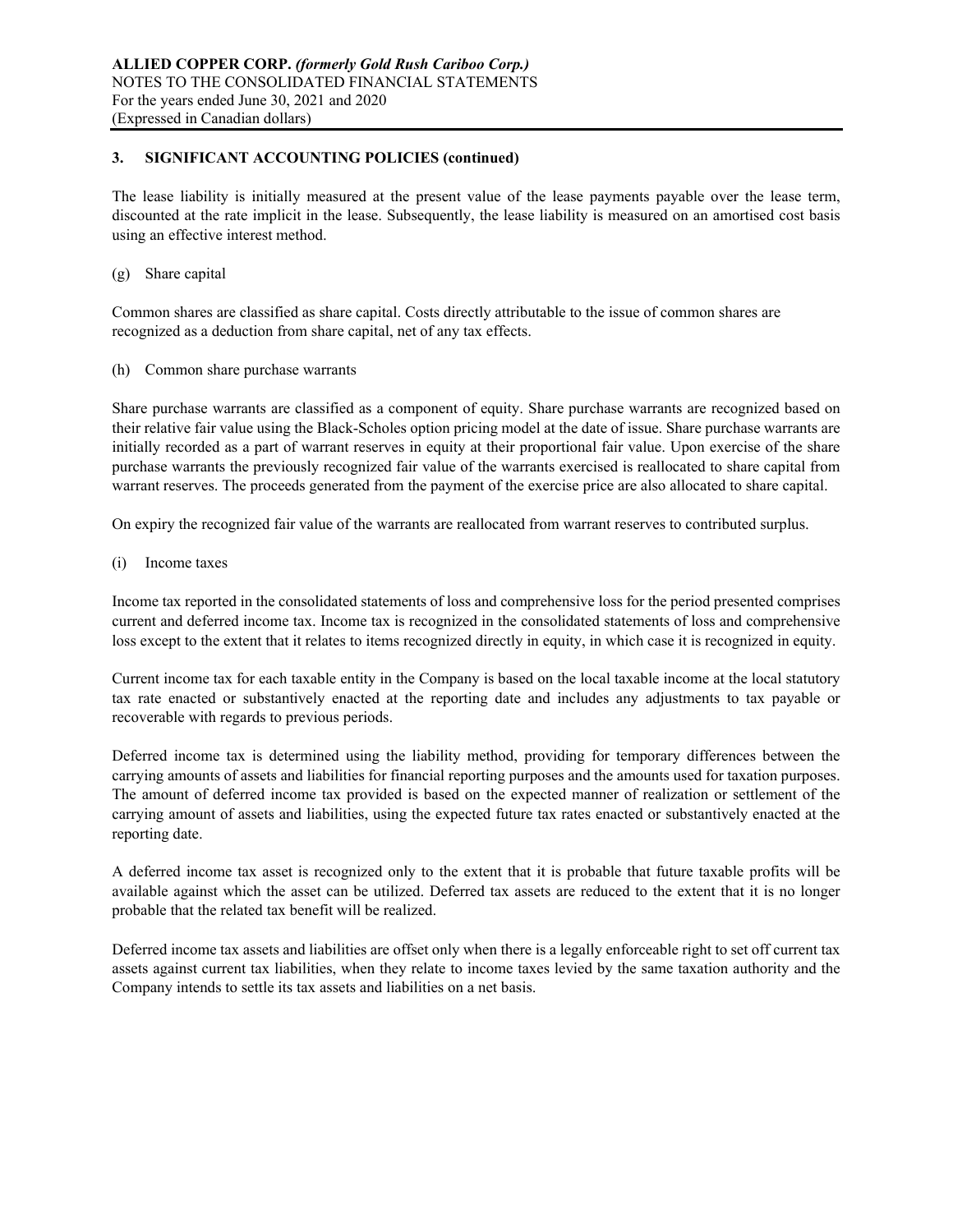## 3. SIGNIFICANT ACCOUNTING POLICIES (continued)

The lease liability is initially measured at the present value of the lease payments payable over the lease term, discounted at the rate implicit in the lease. Subsequently, the lease liability is measured on an amortised cost basis using an effective interest method.

(g) Share capital

Common shares are classified as share capital. Costs directly attributable to the issue of common shares are recognized as a deduction from share capital, net of any tax effects.

(h) Common share purchase warrants

Share purchase warrants are classified as a component of equity. Share purchase warrants are recognized based on their relative fair value using the Black-Scholes option pricing model at the date of issue. Share purchase warrants are initially recorded as a part of warrant reserves in equity at their proportional fair value. Upon exercise of the share purchase warrants the previously recognized fair value of the warrants exercised is reallocated to share capital from warrant reserves. The proceeds generated from the payment of the exercise price are also allocated to share capital.

On expiry the recognized fair value of the warrants are reallocated from warrant reserves to contributed surplus.

(i) Income taxes

Income tax reported in the consolidated statements of loss and comprehensive loss for the period presented comprises current and deferred income tax. Income tax is recognized in the consolidated statements of loss and comprehensive loss except to the extent that it relates to items recognized directly in equity, in which case it is recognized in equity.

Current income tax for each taxable entity in the Company is based on the local taxable income at the local statutory tax rate enacted or substantively enacted at the reporting date and includes any adjustments to tax payable or recoverable with regards to previous periods.

Deferred income tax is determined using the liability method, providing for temporary differences between the carrying amounts of assets and liabilities for financial reporting purposes and the amounts used for taxation purposes. The amount of deferred income tax provided is based on the expected manner of realization or settlement of the carrying amount of assets and liabilities, using the expected future tax rates enacted or substantively enacted at the reporting date.

A deferred income tax asset is recognized only to the extent that it is probable that future taxable profits will be available against which the asset can be utilized. Deferred tax assets are reduced to the extent that it is no longer probable that the related tax benefit will be realized.

Deferred income tax assets and liabilities are offset only when there is a legally enforceable right to set off current tax assets against current tax liabilities, when they relate to income taxes levied by the same taxation authority and the Company intends to settle its tax assets and liabilities on a net basis.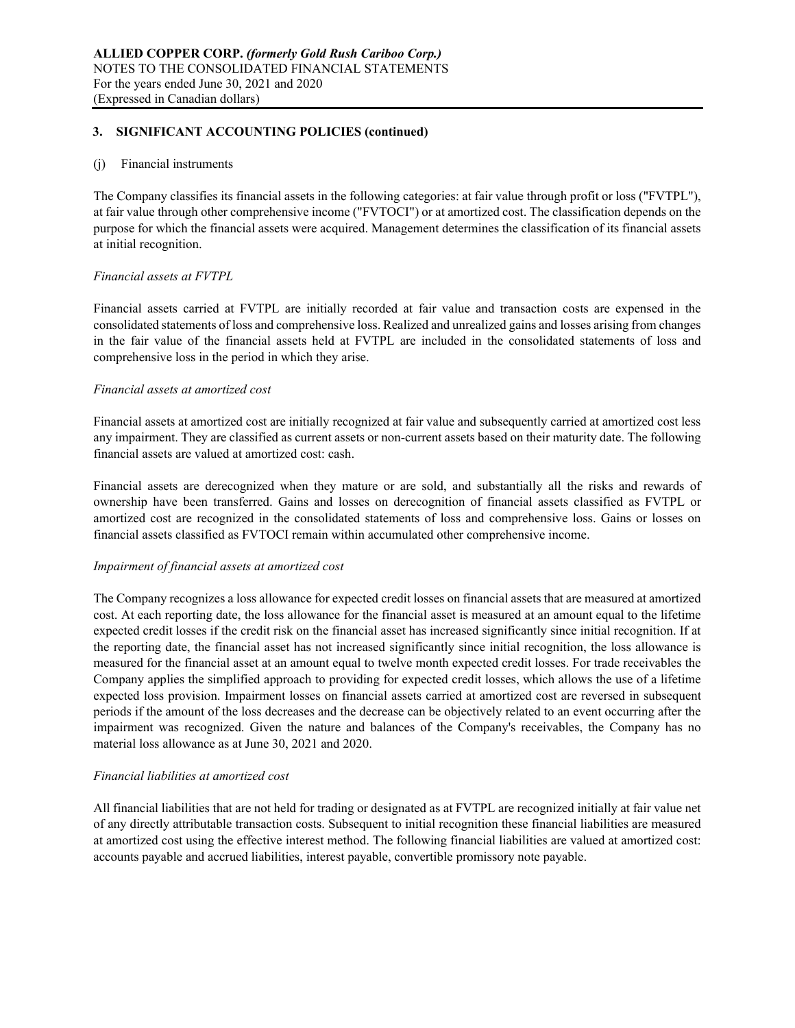## 3. SIGNIFICANT ACCOUNTING POLICIES (continued)

(j) Financial instruments

The Company classifies its financial assets in the following categories: at fair value through profit or loss ("FVTPL"), at fair value through other comprehensive income ("FVTOCI") or at amortized cost. The classification depends on the purpose for which the financial assets were acquired. Management determines the classification of its financial assets at initial recognition.

*Financial assets at FVTPL*

Financial assets carried at FVTPL are initially recorded at fair value and transaction costs are expensed in the consolidated statements of loss and comprehensive loss. Realized and unrealized gains and losses arising from changes in the fair value of the financial assets held at FVTPL are included in the consolidated statements of loss and comprehensive loss in the period in which they arise.

*Financial assets at amortized cost*

Financial assets at amortized cost are initially recognized at fair value and subsequently carried at amortized cost less any impairment. They are classified as current assets or non-current assets based on their maturity date. The following financial assets are valued at amortized cost: cash.

Financial assets are derecognized when they mature or are sold, and substantially all the risks and rewards of ownership have been transferred. Gains and losses on derecognition of financial assets classified as FVTPL or amortized cost are recognized in the consolidated statements of loss and comprehensive loss. Gains or losses on financial assets classified as FVTOCI remain within accumulated other comprehensive income.

*Impairment of financial assets at amortized cost*

The Company recognizes a loss allowance for expected credit losses on financial assets that are measured at amortized cost. At each reporting date, the loss allowance for the financial asset is measured at an amount equal to the lifetime expected credit losses if the credit risk on the financial asset has increased significantly since initial recognition. If at the reporting date, the financial asset has not increased significantly since initial recognition, the loss allowance is measured for the financial asset at an amount equal to twelve month expected credit losses. For trade receivables the Company applies the simplified approach to providing for expected credit losses, which allows the use of a lifetime expected loss provision. Impairment losses on financial assets carried at amortized cost are reversed in subsequent periods if the amount of the loss decreases and the decrease can be objectively related to an event occurring after the impairment was recognized. Given the nature and balances of the Company's receivables, the Company has no material loss allowance as at June 30, 2021 and 2020.

*Financial liabilities at amortized cost*

All financial liabilities that are not held for trading or designated as at FVTPL are recognized initially at fair value net of any directly attributable transaction costs. Subsequent to initial recognition these financial liabilities are measured at amortized cost using the effective interest method. The following financial liabilities are valued at amortized cost: accounts payable and accrued liabilities, interest payable, convertible promissory note payable.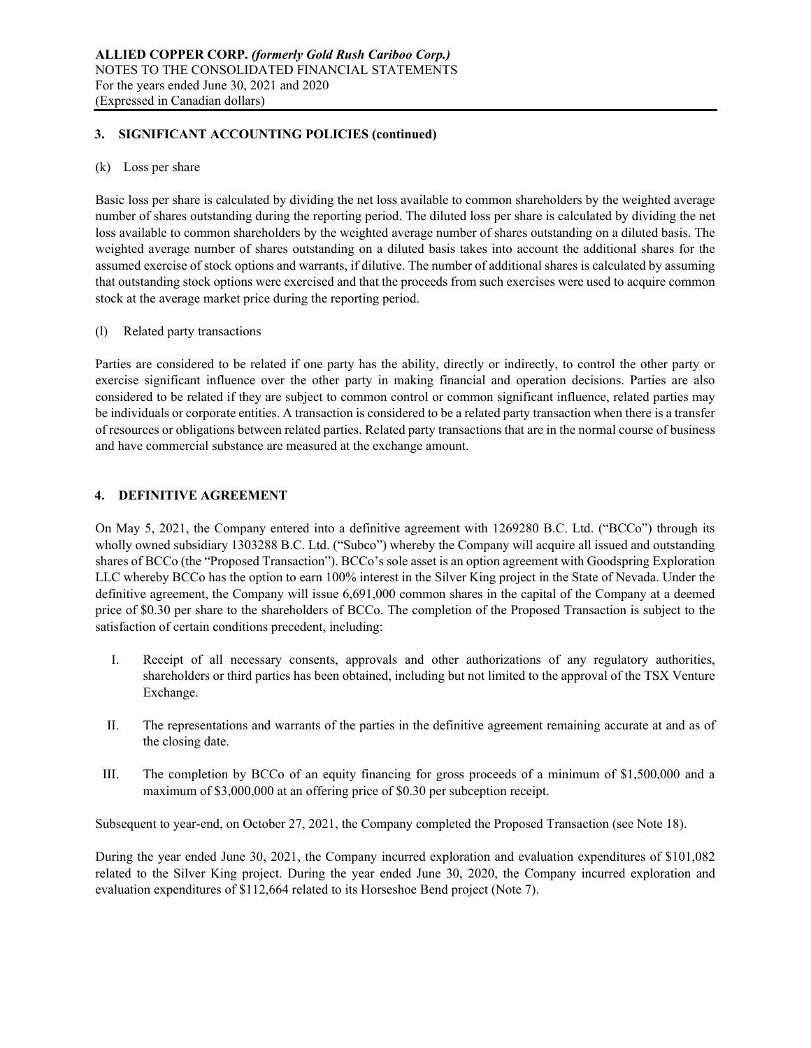## 3. SIGNIFICANT ACCOUNTING POLICIES (continued)

(k) Loss per share

Basic loss per share is calculated by dividing the net loss available to common shareholders by the weighted average number of shares outstanding during the reporting period. The diluted loss per share is calculated by dividing the net loss available to common shareholders by the weighted average number of shares outstanding on a diluted basis. The weighted average number of shares outstanding on a diluted basis takes into account the additional shares for the assumed exercise of stock options and warrants, if dilutive. The number of additional shares is calculated by assuming that outstanding stock options were exercised and that the proceeds from such exercises were used to acquire common stock at the average market price during the reporting period.

(l) Related party transactions

Parties are considered to be related if one party has the ability, directly or indirectly, to control the other party or exercise significant influence over the other party in making financial and operation decisions. Parties are also considered to be related if they are subject to common control or common significant influence, related parties may be individuals or corporate entities. A transaction is considered to be a related party transaction when there is a transfer of resources or obligations between related parties. Related party transactions that are in the normal course of business and have commercial substance are measured at the exchange amount.

## 4. DEFINITIVE AGREEMENT

On May 5, 2021, the Company entered into a definitive agreement with 1269280 B.C. Ltd. ("BCCo") through its wholly owned subsidiary 1303288 B.C. Ltd. ("Subco") whereby the Company will acquire all issued and outstanding shares of BCCo (the "Proposed Transaction"). BCCo's sole asset is an option agreement with Goodspring Exploration LLC whereby BCCo has the option to earn 100% interest in the Silver King project in the State of Nevada. Under the definitive agreement, the Company will issue 6,691,000 common shares in the capital of the Company at a deemed price of $0.30 per share to the shareholders of BCCo. The completion of the Proposed Transaction is subject to the satisfaction of certain conditions precedent, including:

I. Receipt of all necessary consents, approvals and other authorizations of any regulatory authorities, shareholders or third parties has been obtained, including but not limited to the approval of the TSX Venture Exchange.

II. The representations and warrants of the parties in the definitive agreement remaining accurate at and as of the closing date.

III. The completion by BCCo of an equity financing for gross proceeds of a minimum of $1,500,000 and a maximum of $3,000,000 at an offering price of $0.30 per subception receipt.

Subsequent to year-end, on October 27, 2021, the Company completed the Proposed Transaction (see Note 18).

During the year ended June 30, 2021, the Company incurred exploration and evaluation expenditures of $101,082 related to the Silver King project. During the year ended June 30, 2020, the Company incurred exploration and evaluation expenditures of $112,664 related to its Horseshoe Bend project (Note 7).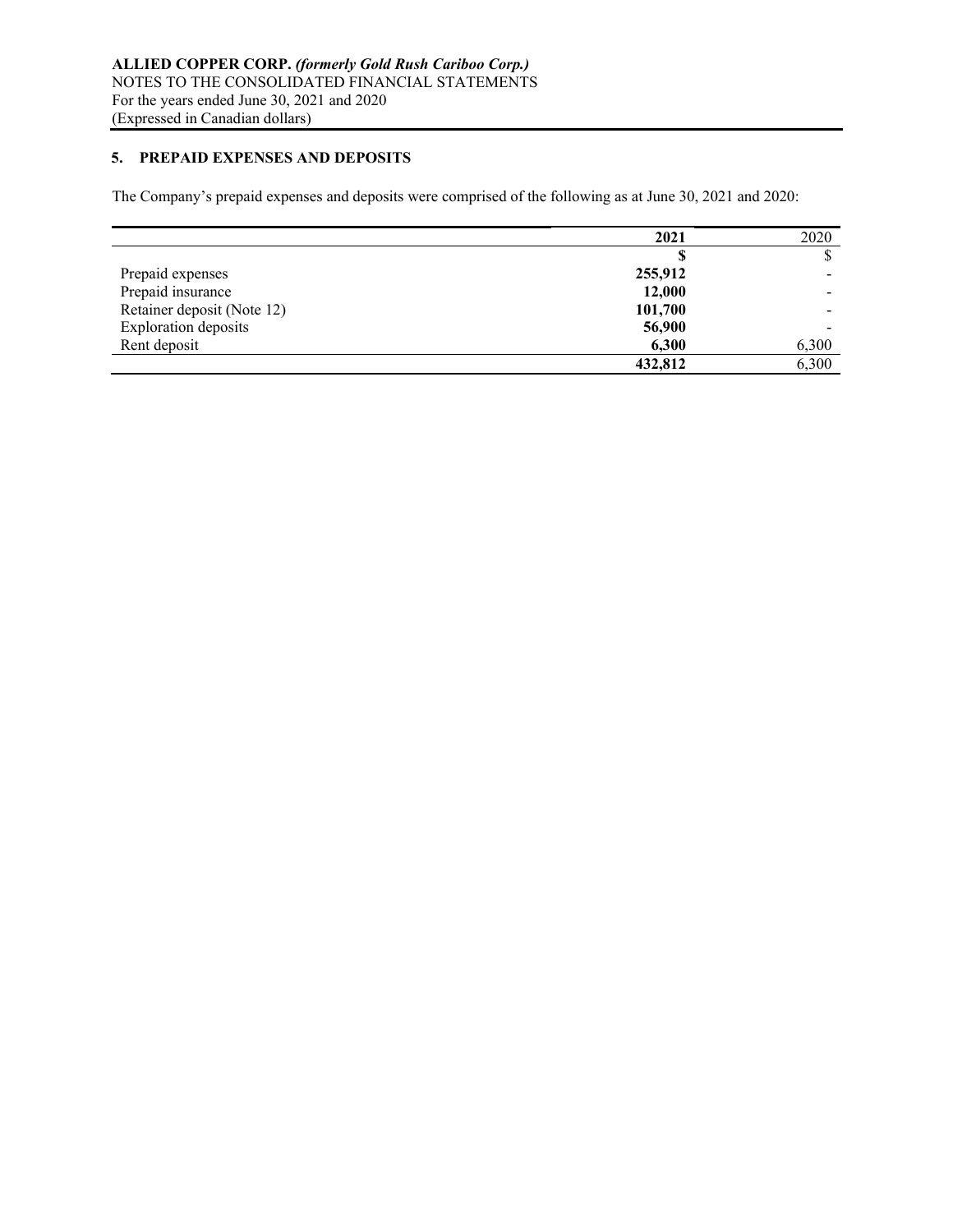## 5. PREPAID EXPENSES AND DEPOSITS

The Company's prepaid expenses and deposits were comprised of the following as at June 30, 2021 and 2020:

| | **2021** | 2020 |
|---|---|---|
| | **$** | $ |
| Prepaid expenses | **255,912** | - |
| Prepaid insurance | **12,000** | - |
| Retainer deposit (Note 12) | **101,700** | - |
| Exploration deposits | **56,900** | - |
| Rent deposit | **6,300** | 6,300 |
| | **432,812** | 6,300 |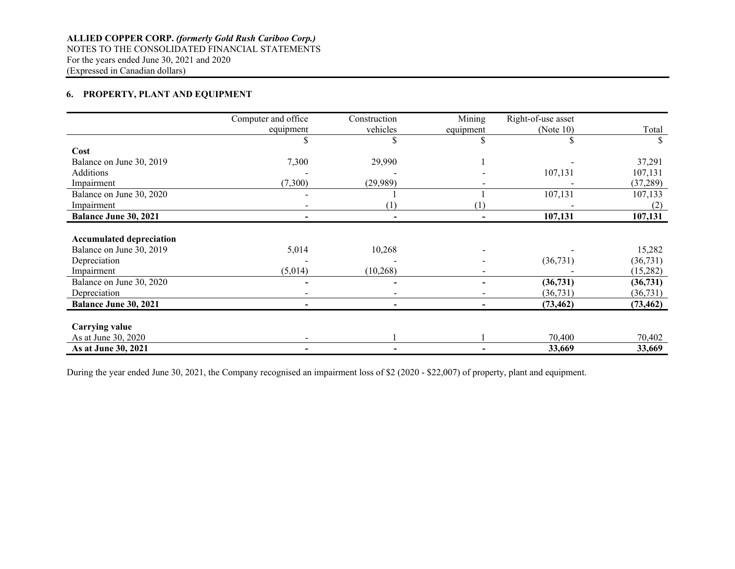**ALLIED COPPER CORP.** ***(formerly Gold Rush Cariboo Corp.)***
NOTES TO THE CONSOLIDATED FINANCIAL STATEMENTS
For the years ended June 30, 2021 and 2020
(Expressed in Canadian dollars)

## 6. PROPERTY, PLANT AND EQUIPMENT

| | Computer and office equipment | Construction vehicles | Mining equipment | Right-of-use asset (Note 10) | Total |
|---|---|---|---|---|---|
| | $ | $ | $ | $ | $ |
| **Cost** | | | | | |
| Balance on June 30, 2019 | 7,300 | 29,990 | 1 | - | 37,291 |
| Additions | - | - | - | 107,131 | 107,131 |
| Impairment | (7,300) | (29,989) | - | - | (37,289) |
| Balance on June 30, 2020 | - | 1 | 1 | 107,131 | 107,133 |
| Impairment | - | (1) | (1) | - | (2) |
| **Balance June 30, 2021** | **-** | **-** | **-** | **107,131** | **107,131** |
| | | | | | |
| **Accumulated depreciation** | | | | | |
| Balance on June 30, 2019 | 5,014 | 10,268 | - | - | 15,282 |
| Depreciation | - | - | - | (36,731) | (36,731) |
| Impairment | (5,014) | (10,268) | - | - | (15,282) |
| Balance on June 30, 2020 | **-** | **-** | **-** | **(36,731)** | **(36,731)** |
| Depreciation | - | - | - | (36,731) | (36,731) |
| **Balance June 30, 2021** | **-** | **-** | **-** | **(73,462)** | **(73,462)** |
| | | | | | |
| **Carrying value** | | | | | |
| As at June 30, 2020 | - | 1 | 1 | 70,400 | 70,402 |
| **As at June 30, 2021** | **-** | **-** | **-** | **33,669** | **33,669** |

During the year ended June 30, 2021, the Company recognised an impairment loss of $2 (2020 - $22,007) of property, plant and equipment.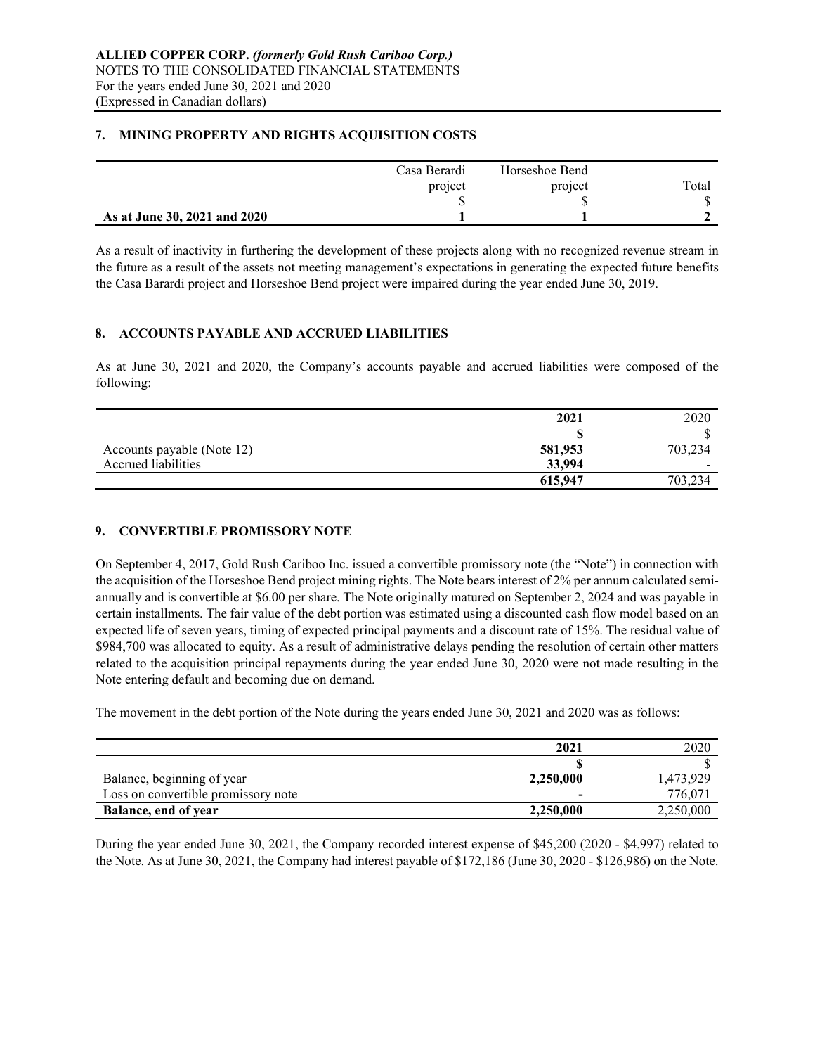## 7. MINING PROPERTY AND RIGHTS ACQUISITION COSTS

| | Casa Berardi project | Horseshoe Bend project | Total |
|---|---|---|---|
| | $ | $ | $ |
| **As at June 30, 2021 and 2020** | **1** | **1** | **2** |

As a result of inactivity in furthering the development of these projects along with no recognized revenue stream in the future as a result of the assets not meeting management's expectations in generating the expected future benefits the Casa Barardi project and Horseshoe Bend project were impaired during the year ended June 30, 2019.

## 8. ACCOUNTS PAYABLE AND ACCRUED LIABILITIES

As at June 30, 2021 and 2020, the Company's accounts payable and accrued liabilities were composed of the following:

| | 2021 | 2020 |
|---|---|---|
| | $ | $ |
| Accounts payable (Note 12) | **581,953** | 703,234 |
| Accrued liabilities | **33,994** | - |
| | **615,947** | 703,234 |

## 9. CONVERTIBLE PROMISSORY NOTE

On September 4, 2017, Gold Rush Cariboo Inc. issued a convertible promissory note (the "Note") in connection with the acquisition of the Horseshoe Bend project mining rights. The Note bears interest of 2% per annum calculated semi-annually and is convertible at $6.00 per share. The Note originally matured on September 2, 2024 and was payable in certain installments. The fair value of the debt portion was estimated using a discounted cash flow model based on an expected life of seven years, timing of expected principal payments and a discount rate of 15%. The residual value of $984,700 was allocated to equity. As a result of administrative delays pending the resolution of certain other matters related to the acquisition principal repayments during the year ended June 30, 2020 were not made resulting in the Note entering default and becoming due on demand.

The movement in the debt portion of the Note during the years ended June 30, 2021 and 2020 was as follows:

| | 2021 | 2020 |
|---|---|---|
| | $ | $ |
| Balance, beginning of year | **2,250,000** | 1,473,929 |
| Loss on convertible promissory note | **-** | 776,071 |
| **Balance, end of year** | **2,250,000** | 2,250,000 |

During the year ended June 30, 2021, the Company recorded interest expense of $45,200 (2020 - $4,997) related to the Note. As at June 30, 2021, the Company had interest payable of $172,186 (June 30, 2020 - $126,986) on the Note.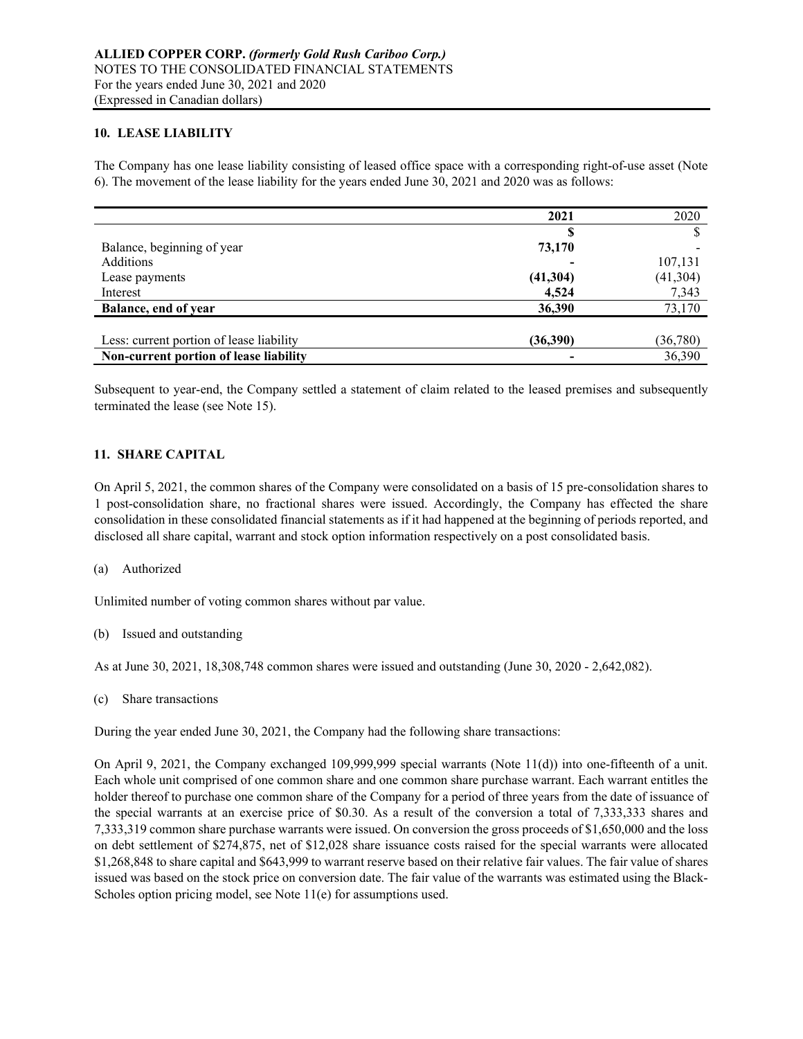## 10. LEASE LIABILITY

The Company has one lease liability consisting of leased office space with a corresponding right-of-use asset (Note 6). The movement of the lease liability for the years ended June 30, 2021 and 2020 was as follows:

| | **2021** | 2020 |
|---|---|---|
| | **$** | $ |
| Balance, beginning of year | **73,170** | - |
| Additions | **-** | 107,131 |
| Lease payments | **(41,304)** | (41,304) |
| Interest | **4,524** | 7,343 |
| **Balance, end of year** | **36,390** | 73,170 |
| | | |
| Less: current portion of lease liability | **(36,390)** | (36,780) |
| **Non-current portion of lease liability** | **-** | 36,390 |

Subsequent to year-end, the Company settled a statement of claim related to the leased premises and subsequently terminated the lease (see Note 15).

## 11. SHARE CAPITAL

On April 5, 2021, the common shares of the Company were consolidated on a basis of 15 pre-consolidation shares to 1 post-consolidation share, no fractional shares were issued. Accordingly, the Company has effected the share consolidation in these consolidated financial statements as if it had happened at the beginning of periods reported, and disclosed all share capital, warrant and stock option information respectively on a post consolidated basis.

(a) Authorized

Unlimited number of voting common shares without par value.

(b) Issued and outstanding

As at June 30, 2021, 18,308,748 common shares were issued and outstanding (June 30, 2020 - 2,642,082).

(c) Share transactions

During the year ended June 30, 2021, the Company had the following share transactions:

On April 9, 2021, the Company exchanged 109,999,999 special warrants (Note 11(d)) into one-fifteenth of a unit. Each whole unit comprised of one common share and one common share purchase warrant. Each warrant entitles the holder thereof to purchase one common share of the Company for a period of three years from the date of issuance of the special warrants at an exercise price of $0.30. As a result of the conversion a total of 7,333,333 shares and 7,333,319 common share purchase warrants were issued. On conversion the gross proceeds of $1,650,000 and the loss on debt settlement of $274,875, net of $12,028 share issuance costs raised for the special warrants were allocated $1,268,848 to share capital and $643,999 to warrant reserve based on their relative fair values. The fair value of shares issued was based on the stock price on conversion date. The fair value of the warrants was estimated using the Black-Scholes option pricing model, see Note 11(e) for assumptions used.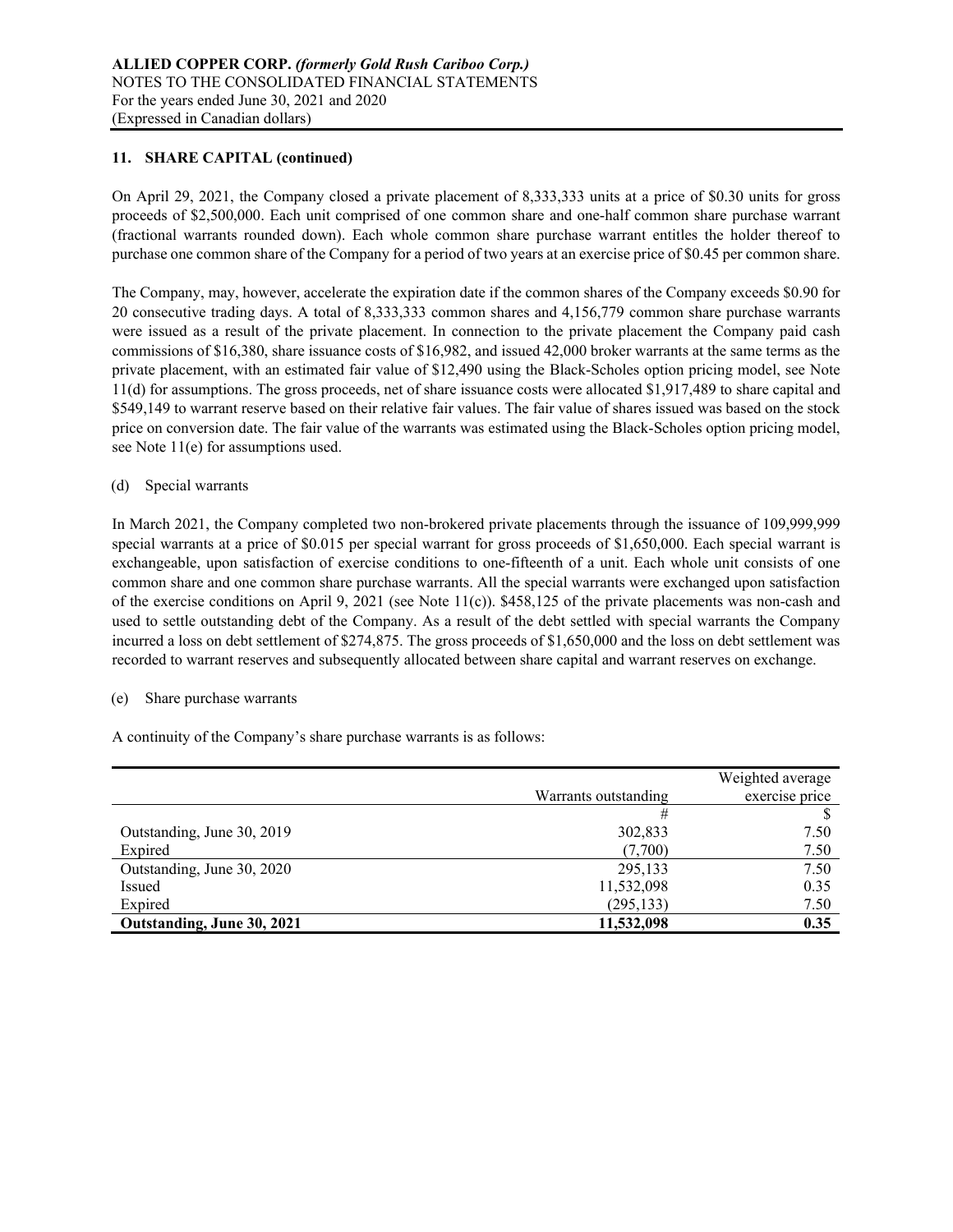## 11. SHARE CAPITAL (continued)

On April 29, 2021, the Company closed a private placement of 8,333,333 units at a price of $0.30 units for gross proceeds of $2,500,000. Each unit comprised of one common share and one-half common share purchase warrant (fractional warrants rounded down). Each whole common share purchase warrant entitles the holder thereof to purchase one common share of the Company for a period of two years at an exercise price of $0.45 per common share.

The Company, may, however, accelerate the expiration date if the common shares of the Company exceeds $0.90 for 20 consecutive trading days. A total of 8,333,333 common shares and 4,156,779 common share purchase warrants were issued as a result of the private placement. In connection to the private placement the Company paid cash commissions of $16,380, share issuance costs of $16,982, and issued 42,000 broker warrants at the same terms as the private placement, with an estimated fair value of $12,490 using the Black-Scholes option pricing model, see Note 11(d) for assumptions. The gross proceeds, net of share issuance costs were allocated $1,917,489 to share capital and $549,149 to warrant reserve based on their relative fair values. The fair value of shares issued was based on the stock price on conversion date. The fair value of the warrants was estimated using the Black-Scholes option pricing model, see Note 11(e) for assumptions used.

(d) Special warrants

In March 2021, the Company completed two non-brokered private placements through the issuance of 109,999,999 special warrants at a price of $0.015 per special warrant for gross proceeds of $1,650,000. Each special warrant is exchangeable, upon satisfaction of exercise conditions to one-fifteenth of a unit. Each whole unit consists of one common share and one common share purchase warrants. All the special warrants were exchanged upon satisfaction of the exercise conditions on April 9, 2021 (see Note 11(c)). $458,125 of the private placements was non-cash and used to settle outstanding debt of the Company. As a result of the debt settled with special warrants the Company incurred a loss on debt settlement of $274,875. The gross proceeds of $1,650,000 and the loss on debt settlement was recorded to warrant reserves and subsequently allocated between share capital and warrant reserves on exchange.

(e) Share purchase warrants

A continuity of the Company's share purchase warrants is as follows:

| | Warrants outstanding | Weighted average exercise price |
|---|---|---|
| | # | $ |
| Outstanding, June 30, 2019 | 302,833 | 7.50 |
| Expired | (7,700) | 7.50 |
| Outstanding, June 30, 2020 | 295,133 | 7.50 |
| Issued | 11,532,098 | 0.35 |
| Expired | (295,133) | 7.50 |
| **Outstanding, June 30, 2021** | **11,532,098** | **0.35** |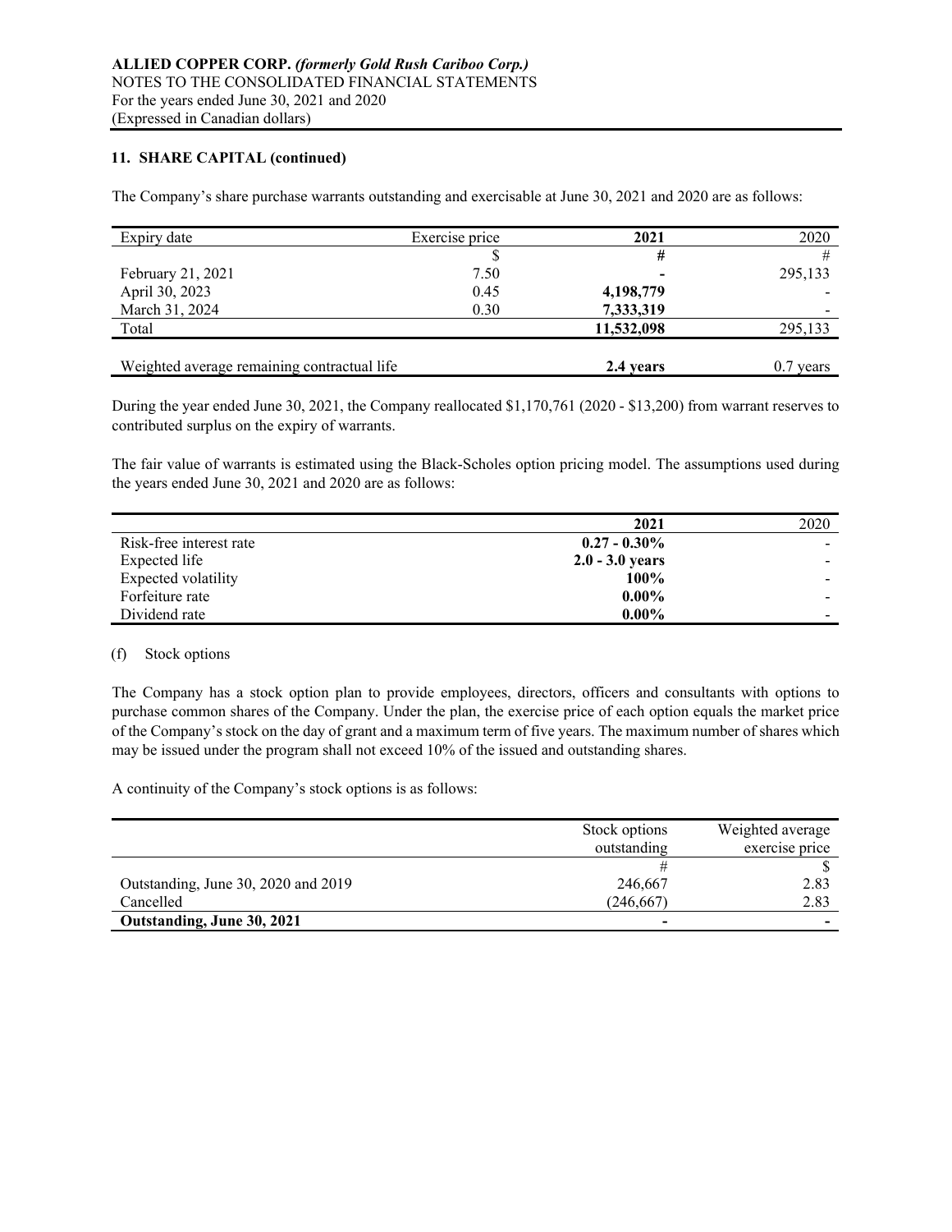## 11. SHARE CAPITAL (continued)

The Company's share purchase warrants outstanding and exercisable at June 30, 2021 and 2020 are as follows:

| Expiry date | Exercise price | 2021 | 2020 |
|---|---|---|---|
| | $ | # | # |
| February 21, 2021 | 7.50 | - | 295,133 |
| April 30, 2023 | 0.45 | 4,198,779 | - |
| March 31, 2024 | 0.30 | 7,333,319 | - |
| Total | | **11,532,098** | 295,133 |
| Weighted average remaining contractual life | | **2.4 years** | 0.7 years |

During the year ended June 30, 2021, the Company reallocated $1,170,761 (2020 - $13,200) from warrant reserves to contributed surplus on the expiry of warrants.

The fair value of warrants is estimated using the Black-Scholes option pricing model. The assumptions used during the years ended June 30, 2021 and 2020 are as follows:

| | 2021 | 2020 |
|---|---|---|
| Risk-free interest rate | **0.27 - 0.30%** | - |
| Expected life | **2.0 - 3.0 years** | - |
| Expected volatility | **100%** | - |
| Forfeiture rate | **0.00%** | - |
| Dividend rate | **0.00%** | - |

(f) Stock options

The Company has a stock option plan to provide employees, directors, officers and consultants with options to purchase common shares of the Company. Under the plan, the exercise price of each option equals the market price of the Company's stock on the day of grant and a maximum term of five years. The maximum number of shares which may be issued under the program shall not exceed 10% of the issued and outstanding shares.

A continuity of the Company's stock options is as follows:

| | Stock options outstanding | Weighted average exercise price |
|---|---|---|
| | # | $ |
| Outstanding, June 30, 2020 and 2019 | 246,667 | 2.83 |
| Cancelled | (246,667) | 2.83 |
| **Outstanding, June 30, 2021** | - | - |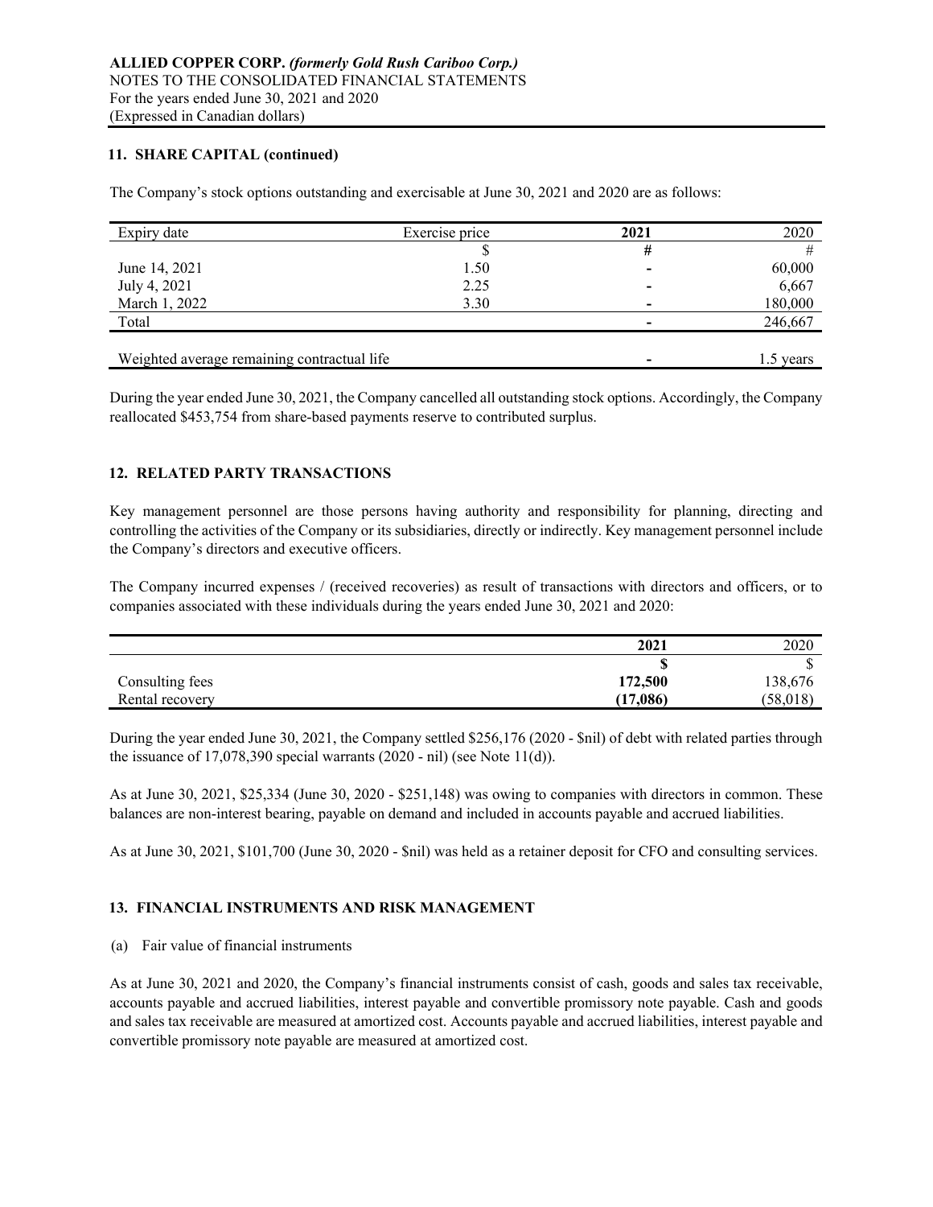## 11. SHARE CAPITAL (continued)

The Company's stock options outstanding and exercisable at June 30, 2021 and 2020 are as follows:

| Expiry date | Exercise price | **2021** | 2020 |
|---|---|---|---|
| | $ | **#** | # |
| June 14, 2021 | 1.50 | **-** | 60,000 |
| July 4, 2021 | 2.25 | **-** | 6,667 |
| March 1, 2022 | 3.30 | **-** | 180,000 |
| Total | | **-** | 246,667 |
| | | | |
| Weighted average remaining contractual life | | **-** | 1.5 years |

During the year ended June 30, 2021, the Company cancelled all outstanding stock options. Accordingly, the Company reallocated $453,754 from share-based payments reserve to contributed surplus.

## 12. RELATED PARTY TRANSACTIONS

Key management personnel are those persons having authority and responsibility for planning, directing and controlling the activities of the Company or its subsidiaries, directly or indirectly. Key management personnel include the Company's directors and executive officers.

The Company incurred expenses / (received recoveries) as result of transactions with directors and officers, or to companies associated with these individuals during the years ended June 30, 2021 and 2020:

| | **2021** | 2020 |
|---|---|---|
| | **$** | $ |
| Consulting fees | **172,500** | 138,676 |
| Rental recovery | **(17,086)** | (58,018) |

During the year ended June 30, 2021, the Company settled $256,176 (2020 - $nil) of debt with related parties through the issuance of 17,078,390 special warrants (2020 - nil) (see Note 11(d)).

As at June 30, 2021, $25,334 (June 30, 2020 - $251,148) was owing to companies with directors in common. These balances are non-interest bearing, payable on demand and included in accounts payable and accrued liabilities.

As at June 30, 2021, $101,700 (June 30, 2020 - $nil) was held as a retainer deposit for CFO and consulting services.

## 13. FINANCIAL INSTRUMENTS AND RISK MANAGEMENT

(a) Fair value of financial instruments

As at June 30, 2021 and 2020, the Company's financial instruments consist of cash, goods and sales tax receivable, accounts payable and accrued liabilities, interest payable and convertible promissory note payable. Cash and goods and sales tax receivable are measured at amortized cost. Accounts payable and accrued liabilities, interest payable and convertible promissory note payable are measured at amortized cost.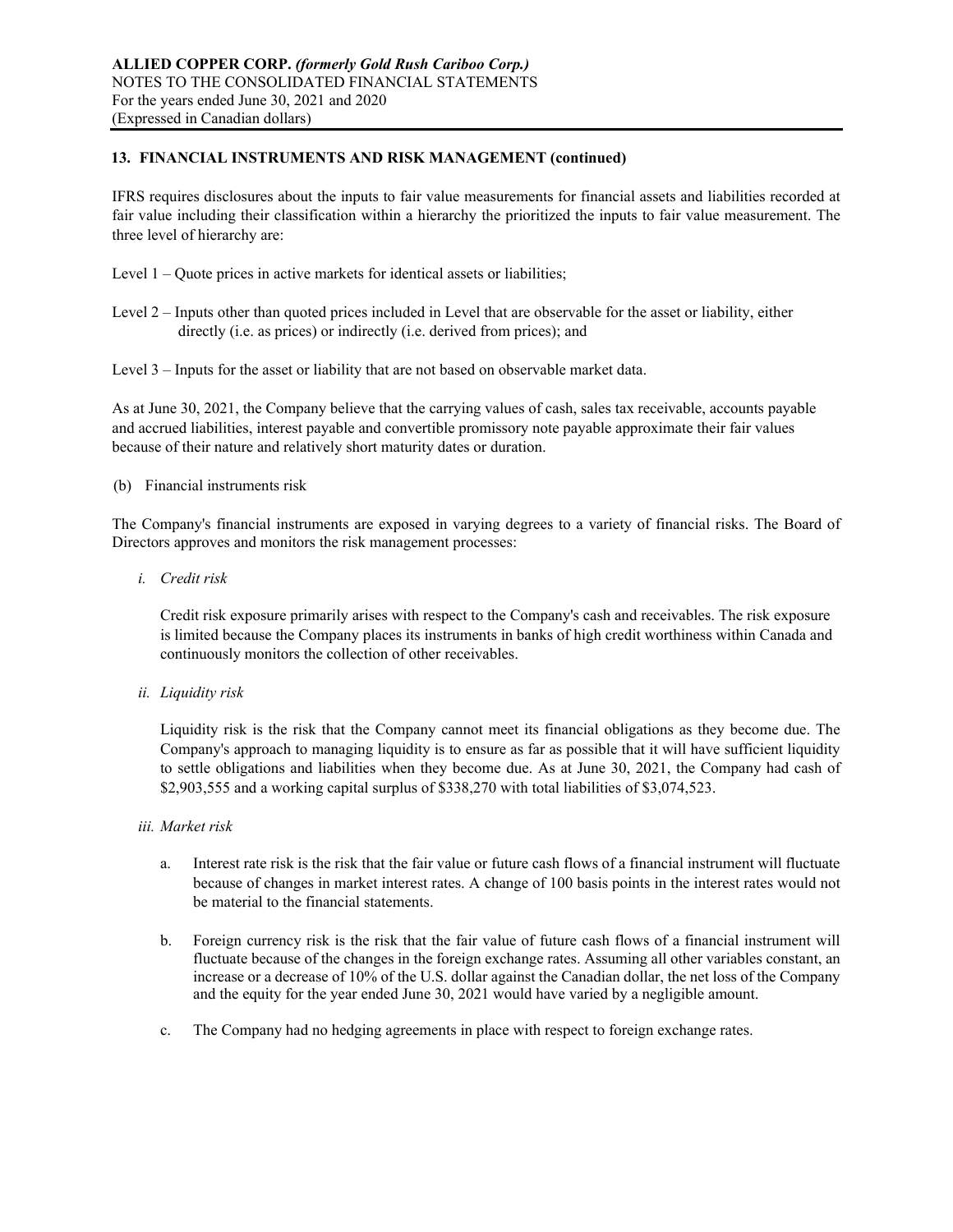## 13. FINANCIAL INSTRUMENTS AND RISK MANAGEMENT (continued)

IFRS requires disclosures about the inputs to fair value measurements for financial assets and liabilities recorded at fair value including their classification within a hierarchy the prioritized the inputs to fair value measurement. The three level of hierarchy are:

Level 1 – Quote prices in active markets for identical assets or liabilities;

Level 2 – Inputs other than quoted prices included in Level that are observable for the asset or liability, either directly (i.e. as prices) or indirectly (i.e. derived from prices); and

Level 3 – Inputs for the asset or liability that are not based on observable market data.

As at June 30, 2021, the Company believe that the carrying values of cash, sales tax receivable, accounts payable and accrued liabilities, interest payable and convertible promissory note payable approximate their fair values because of their nature and relatively short maturity dates or duration.

(b) Financial instruments risk

The Company's financial instruments are exposed in varying degrees to a variety of financial risks. The Board of Directors approves and monitors the risk management processes:

*i. Credit risk*

Credit risk exposure primarily arises with respect to the Company's cash and receivables. The risk exposure is limited because the Company places its instruments in banks of high credit worthiness within Canada and continuously monitors the collection of other receivables.

*ii. Liquidity risk*

Liquidity risk is the risk that the Company cannot meet its financial obligations as they become due. The Company's approach to managing liquidity is to ensure as far as possible that it will have sufficient liquidity to settle obligations and liabilities when they become due. As at June 30, 2021, the Company had cash of $2,903,555 and a working capital surplus of $338,270 with total liabilities of $3,074,523.

*iii. Market risk*

a. Interest rate risk is the risk that the fair value or future cash flows of a financial instrument will fluctuate because of changes in market interest rates. A change of 100 basis points in the interest rates would not be material to the financial statements.

b. Foreign currency risk is the risk that the fair value of future cash flows of a financial instrument will fluctuate because of the changes in the foreign exchange rates. Assuming all other variables constant, an increase or a decrease of 10% of the U.S. dollar against the Canadian dollar, the net loss of the Company and the equity for the year ended June 30, 2021 would have varied by a negligible amount.

c. The Company had no hedging agreements in place with respect to foreign exchange rates.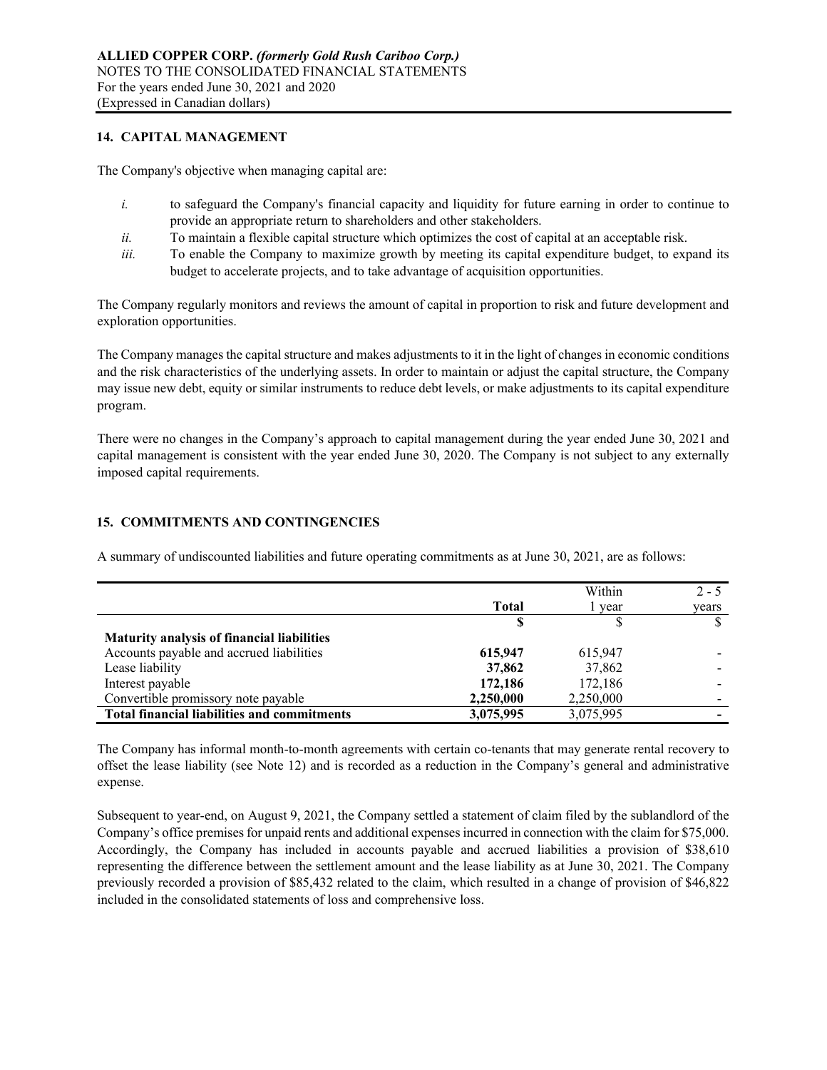## 14. CAPITAL MANAGEMENT

The Company's objective when managing capital are:

*i.* to safeguard the Company's financial capacity and liquidity for future earning in order to continue to provide an appropriate return to shareholders and other stakeholders.

*ii.* To maintain a flexible capital structure which optimizes the cost of capital at an acceptable risk.

*iii.* To enable the Company to maximize growth by meeting its capital expenditure budget, to expand its budget to accelerate projects, and to take advantage of acquisition opportunities.

The Company regularly monitors and reviews the amount of capital in proportion to risk and future development and exploration opportunities.

The Company manages the capital structure and makes adjustments to it in the light of changes in economic conditions and the risk characteristics of the underlying assets. In order to maintain or adjust the capital structure, the Company may issue new debt, equity or similar instruments to reduce debt levels, or make adjustments to its capital expenditure program.

There were no changes in the Company's approach to capital management during the year ended June 30, 2021 and capital management is consistent with the year ended June 30, 2020. The Company is not subject to any externally imposed capital requirements.

## 15. COMMITMENTS AND CONTINGENCIES

A summary of undiscounted liabilities and future operating commitments as at June 30, 2021, are as follows:

| | Total | Within 1 year | 2 - 5 years |
|---|---|---|---|
| | **$** | $ | $ |
| **Maturity analysis of financial liabilities** | | | |
| Accounts payable and accrued liabilities | **615,947** | 615,947 | - |
| Lease liability | **37,862** | 37,862 | - |
| Interest payable | **172,186** | 172,186 | - |
| Convertible promissory note payable | **2,250,000** | 2,250,000 | - |
| **Total financial liabilities and commitments** | **3,075,995** | 3,075,995 | **-** |

The Company has informal month-to-month agreements with certain co-tenants that may generate rental recovery to offset the lease liability (see Note 12) and is recorded as a reduction in the Company's general and administrative expense.

Subsequent to year-end, on August 9, 2021, the Company settled a statement of claim filed by the sublandlord of the Company's office premises for unpaid rents and additional expenses incurred in connection with the claim for $75,000. Accordingly, the Company has included in accounts payable and accrued liabilities a provision of $38,610 representing the difference between the settlement amount and the lease liability as at June 30, 2021. The Company previously recorded a provision of $85,432 related to the claim, which resulted in a change of provision of $46,822 included in the consolidated statements of loss and comprehensive loss.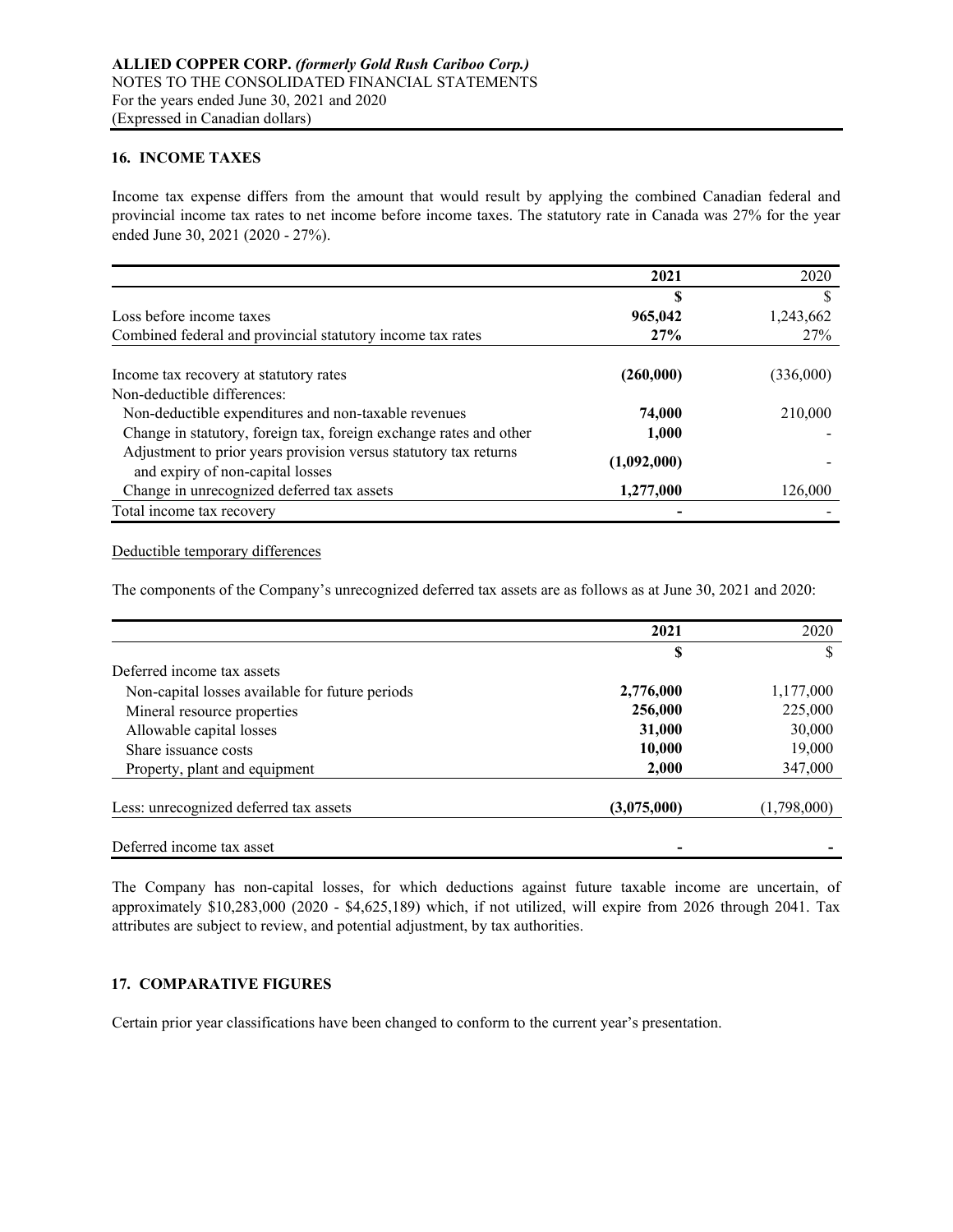## 16. INCOME TAXES

Income tax expense differs from the amount that would result by applying the combined Canadian federal and provincial income tax rates to net income before income taxes. The statutory rate in Canada was 27% for the year ended June 30, 2021 (2020 - 27%).

| | **2021** | 2020 |
|---|---|---|
| | **$** | $ |
| Loss before income taxes | **965,042** | 1,243,662 |
| Combined federal and provincial statutory income tax rates | **27%** | 27% |
| Income tax recovery at statutory rates | **(260,000)** | (336,000) |
| Non-deductible differences: | | |
| Non-deductible expenditures and non-taxable revenues | **74,000** | 210,000 |
| Change in statutory, foreign tax, foreign exchange rates and other | **1,000** | - |
| Adjustment to prior years provision versus statutory tax returns and expiry of non-capital losses | **(1,092,000)** | - |
| Change in unrecognized deferred tax assets | **1,277,000** | 126,000 |
| Total income tax recovery | **-** | - |

Deductible temporary differences

The components of the Company's unrecognized deferred tax assets are as follows as at June 30, 2021 and 2020:

| | **2021** | 2020 |
|---|---|---|
| | **$** | $ |
| Deferred income tax assets | | |
| Non-capital losses available for future periods | **2,776,000** | 1,177,000 |
| Mineral resource properties | **256,000** | 225,000 |
| Allowable capital losses | **31,000** | 30,000 |
| Share issuance costs | **10,000** | 19,000 |
| Property, plant and equipment | **2,000** | 347,000 |
| Less: unrecognized deferred tax assets | **(3,075,000)** | (1,798,000) |
| Deferred income tax asset | **-** | **-** |

The Company has non-capital losses, for which deductions against future taxable income are uncertain, of approximately $10,283,000 (2020 - $4,625,189) which, if not utilized, will expire from 2026 through 2041. Tax attributes are subject to review, and potential adjustment, by tax authorities.

## 17. COMPARATIVE FIGURES

Certain prior year classifications have been changed to conform to the current year's presentation.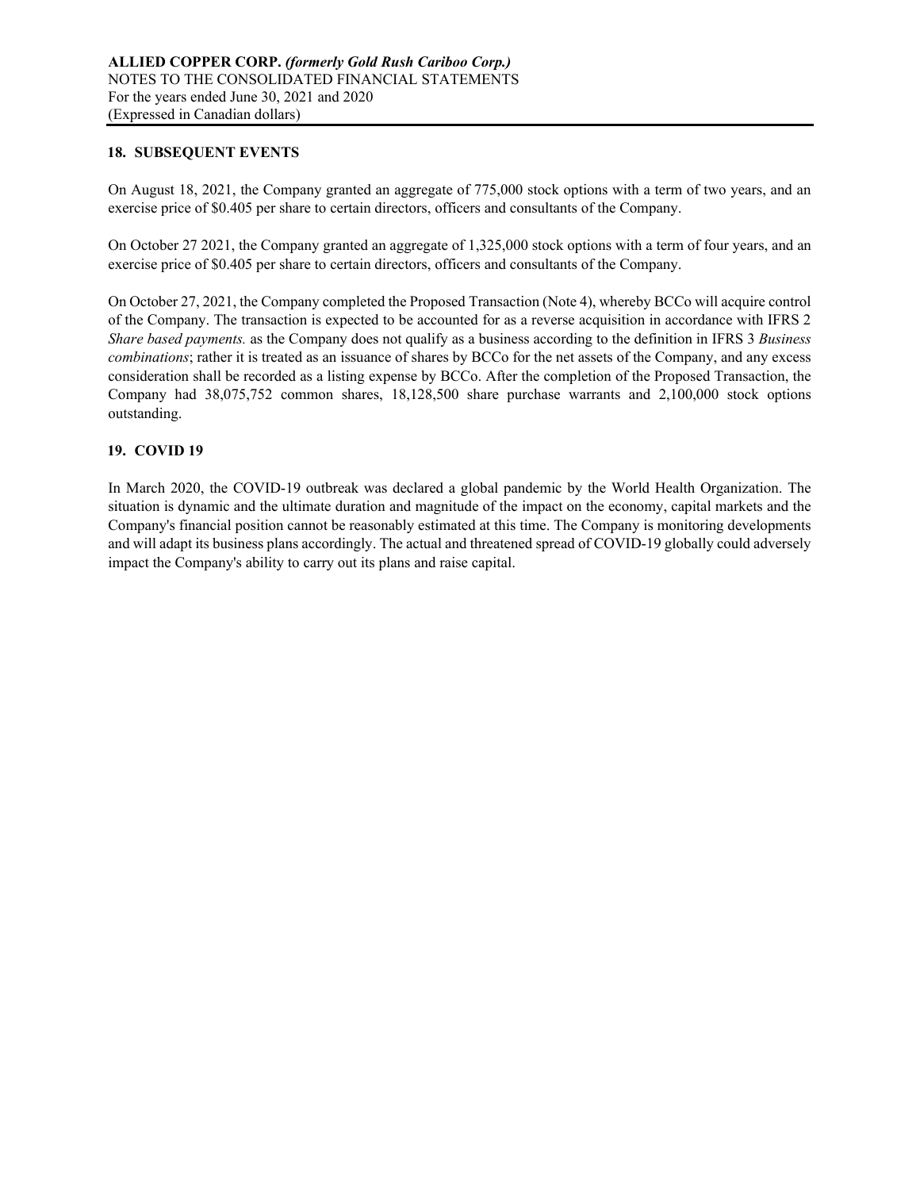## 18. SUBSEQUENT EVENTS

On August 18, 2021, the Company granted an aggregate of 775,000 stock options with a term of two years, and an exercise price of $0.405 per share to certain directors, officers and consultants of the Company.

On October 27 2021, the Company granted an aggregate of 1,325,000 stock options with a term of four years, and an exercise price of $0.405 per share to certain directors, officers and consultants of the Company.

On October 27, 2021, the Company completed the Proposed Transaction (Note 4), whereby BCCo will acquire control of the Company. The transaction is expected to be accounted for as a reverse acquisition in accordance with IFRS 2 *Share based payments.* as the Company does not qualify as a business according to the definition in IFRS 3 *Business combinations*; rather it is treated as an issuance of shares by BCCo for the net assets of the Company, and any excess consideration shall be recorded as a listing expense by BCCo. After the completion of the Proposed Transaction, the Company had 38,075,752 common shares, 18,128,500 share purchase warrants and 2,100,000 stock options outstanding.

## 19. COVID 19

In March 2020, the COVID-19 outbreak was declared a global pandemic by the World Health Organization. The situation is dynamic and the ultimate duration and magnitude of the impact on the economy, capital markets and the Company's financial position cannot be reasonably estimated at this time. The Company is monitoring developments and will adapt its business plans accordingly. The actual and threatened spread of COVID-19 globally could adversely impact the Company's ability to carry out its plans and raise capital.